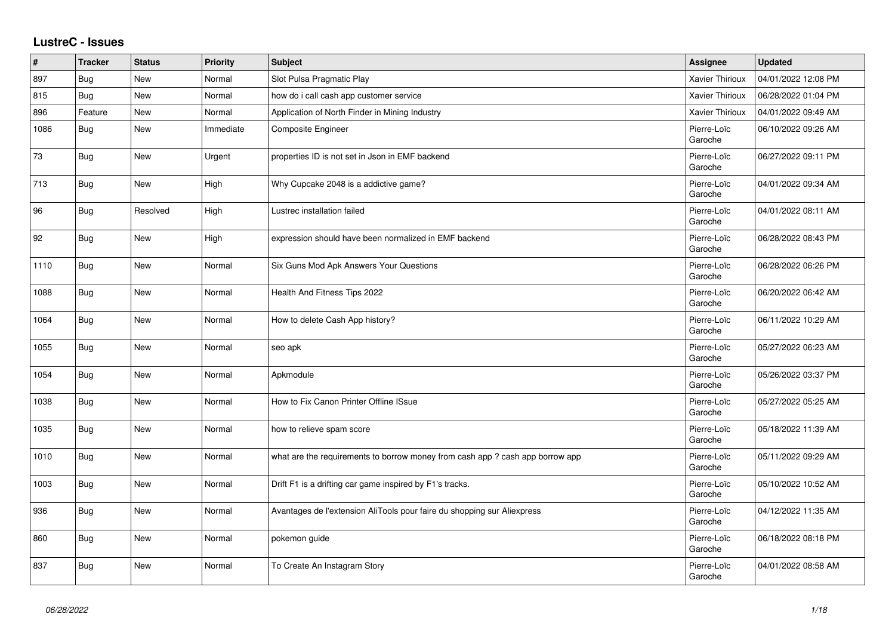# LustreC - Issues

| # | Tracker | Status | Priority | Subject | Assignee | Updated |
|---|---|---|---|---|---|---|
| 897 | Bug | New | Normal | Slot Pulsa Pragmatic Play | Xavier Thirioux | 04/01/2022 12:08 PM |
| 815 | Bug | New | Normal | how do i call cash app customer service | Xavier Thirioux | 06/28/2022 01:04 PM |
| 896 | Feature | New | Normal | Application of North Finder in Mining Industry | Xavier Thirioux | 04/01/2022 09:49 AM |
| 1086 | Bug | New | Immediate | Composite Engineer | Pierre-Loïc Garoche | 06/10/2022 09:26 AM |
| 73 | Bug | New | Urgent | properties ID is not set in Json in EMF backend | Pierre-Loïc Garoche | 06/27/2022 09:11 PM |
| 713 | Bug | New | High | Why Cupcake 2048 is a addictive game? | Pierre-Loïc Garoche | 04/01/2022 09:34 AM |
| 96 | Bug | Resolved | High | Lustrec installation failed | Pierre-Loïc Garoche | 04/01/2022 08:11 AM |
| 92 | Bug | New | High | expression should have been normalized in EMF backend | Pierre-Loïc Garoche | 06/28/2022 08:43 PM |
| 1110 | Bug | New | Normal | Six Guns Mod Apk Answers Your Questions | Pierre-Loïc Garoche | 06/28/2022 06:26 PM |
| 1088 | Bug | New | Normal | Health And Fitness Tips 2022 | Pierre-Loïc Garoche | 06/20/2022 06:42 AM |
| 1064 | Bug | New | Normal | How to delete Cash App history? | Pierre-Loïc Garoche | 06/11/2022 10:29 AM |
| 1055 | Bug | New | Normal | seo apk | Pierre-Loïc Garoche | 05/27/2022 06:23 AM |
| 1054 | Bug | New | Normal | Apkmodule | Pierre-Loïc Garoche | 05/26/2022 03:37 PM |
| 1038 | Bug | New | Normal | How to Fix Canon Printer Offline ISsue | Pierre-Loïc Garoche | 05/27/2022 05:25 AM |
| 1035 | Bug | New | Normal | how to relieve spam score | Pierre-Loïc Garoche | 05/18/2022 11:39 AM |
| 1010 | Bug | New | Normal | what are the requirements to borrow money from cash app ? cash app borrow app | Pierre-Loïc Garoche | 05/11/2022 09:29 AM |
| 1003 | Bug | New | Normal | Drift F1 is a drifting car game inspired by F1's tracks. | Pierre-Loïc Garoche | 05/10/2022 10:52 AM |
| 936 | Bug | New | Normal | Avantages de l'extension AliTools pour faire du shopping sur Aliexpress | Pierre-Loïc Garoche | 04/12/2022 11:35 AM |
| 860 | Bug | New | Normal | pokemon guide | Pierre-Loïc Garoche | 06/18/2022 08:18 PM |
| 837 | Bug | New | Normal | To Create An Instagram Story | Pierre-Loïc Garoche | 04/01/2022 08:58 AM |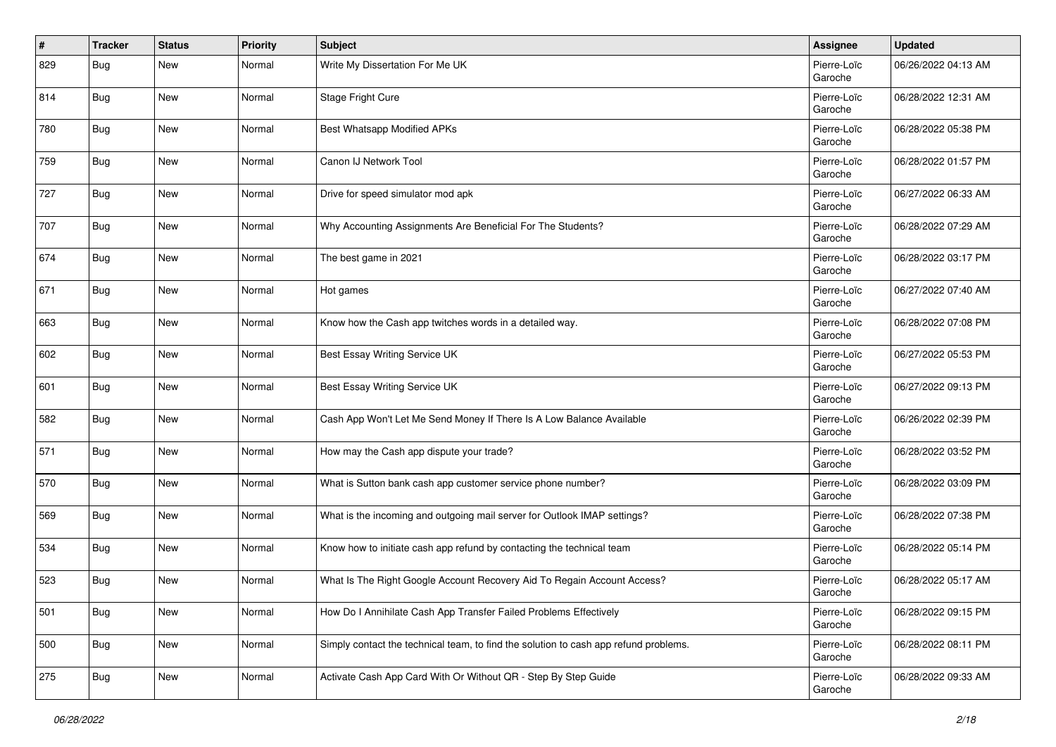| # | Tracker | Status | Priority | Subject | Assignee | Updated |
|---|---|---|---|---|---|---|
| 829 | Bug | New | Normal | Write My Dissertation For Me UK | Pierre-Loïc Garoche | 06/26/2022 04:13 AM |
| 814 | Bug | New | Normal | Stage Fright Cure | Pierre-Loïc Garoche | 06/28/2022 12:31 AM |
| 780 | Bug | New | Normal | Best Whatsapp Modified APKs | Pierre-Loïc Garoche | 06/28/2022 05:38 PM |
| 759 | Bug | New | Normal | Canon IJ Network Tool | Pierre-Loïc Garoche | 06/28/2022 01:57 PM |
| 727 | Bug | New | Normal | Drive for speed simulator mod apk | Pierre-Loïc Garoche | 06/27/2022 06:33 AM |
| 707 | Bug | New | Normal | Why Accounting Assignments Are Beneficial For The Students? | Pierre-Loïc Garoche | 06/28/2022 07:29 AM |
| 674 | Bug | New | Normal | The best game in 2021 | Pierre-Loïc Garoche | 06/28/2022 03:17 PM |
| 671 | Bug | New | Normal | Hot games | Pierre-Loïc Garoche | 06/27/2022 07:40 AM |
| 663 | Bug | New | Normal | Know how the Cash app twitches words in a detailed way. | Pierre-Loïc Garoche | 06/28/2022 07:08 PM |
| 602 | Bug | New | Normal | Best Essay Writing Service UK | Pierre-Loïc Garoche | 06/27/2022 05:53 PM |
| 601 | Bug | New | Normal | Best Essay Writing Service UK | Pierre-Loïc Garoche | 06/27/2022 09:13 PM |
| 582 | Bug | New | Normal | Cash App Won't Let Me Send Money If There Is A Low Balance Available | Pierre-Loïc Garoche | 06/26/2022 02:39 PM |
| 571 | Bug | New | Normal | How may the Cash app dispute your trade? | Pierre-Loïc Garoche | 06/28/2022 03:52 PM |
| 570 | Bug | New | Normal | What is Sutton bank cash app customer service phone number? | Pierre-Loïc Garoche | 06/28/2022 03:09 PM |
| 569 | Bug | New | Normal | What is the incoming and outgoing mail server for Outlook IMAP settings? | Pierre-Loïc Garoche | 06/28/2022 07:38 PM |
| 534 | Bug | New | Normal | Know how to initiate cash app refund by contacting the technical team | Pierre-Loïc Garoche | 06/28/2022 05:14 PM |
| 523 | Bug | New | Normal | What Is The Right Google Account Recovery Aid To Regain Account Access? | Pierre-Loïc Garoche | 06/28/2022 05:17 AM |
| 501 | Bug | New | Normal | How Do I Annihilate Cash App Transfer Failed Problems Effectively | Pierre-Loïc Garoche | 06/28/2022 09:15 PM |
| 500 | Bug | New | Normal | Simply contact the technical team, to find the solution to cash app refund problems. | Pierre-Loïc Garoche | 06/28/2022 08:11 PM |
| 275 | Bug | New | Normal | Activate Cash App Card With Or Without QR - Step By Step Guide | Pierre-Loïc Garoche | 06/28/2022 09:33 AM |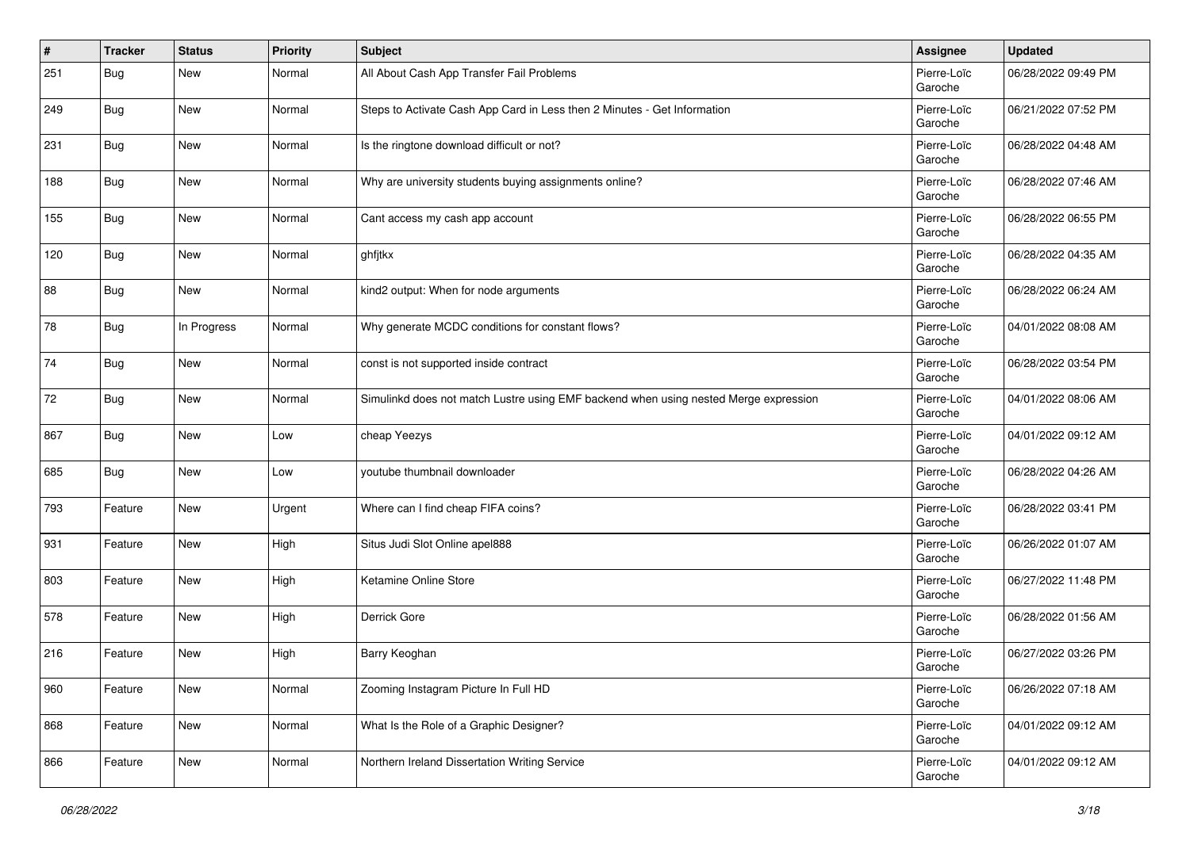| # | Tracker | Status | Priority | Subject | Assignee | Updated |
|---|---|---|---|---|---|---|
| 251 | Bug | New | Normal | All About Cash App Transfer Fail Problems | Pierre-Loïc Garoche | 06/28/2022 09:49 PM |
| 249 | Bug | New | Normal | Steps to Activate Cash App Card in Less then 2 Minutes - Get Information | Pierre-Loïc Garoche | 06/21/2022 07:52 PM |
| 231 | Bug | New | Normal | Is the ringtone download difficult or not? | Pierre-Loïc Garoche | 06/28/2022 04:48 AM |
| 188 | Bug | New | Normal | Why are university students buying assignments online? | Pierre-Loïc Garoche | 06/28/2022 07:46 AM |
| 155 | Bug | New | Normal | Cant access my cash app account | Pierre-Loïc Garoche | 06/28/2022 06:55 PM |
| 120 | Bug | New | Normal | ghfjtkx | Pierre-Loïc Garoche | 06/28/2022 04:35 AM |
| 88 | Bug | New | Normal | kind2 output: When for node arguments | Pierre-Loïc Garoche | 06/28/2022 06:24 AM |
| 78 | Bug | In Progress | Normal | Why generate MCDC conditions for constant flows? | Pierre-Loïc Garoche | 04/01/2022 08:08 AM |
| 74 | Bug | New | Normal | const is not supported inside contract | Pierre-Loïc Garoche | 06/28/2022 03:54 PM |
| 72 | Bug | New | Normal | Simulinkd does not match Lustre using EMF backend when using nested Merge expression | Pierre-Loïc Garoche | 04/01/2022 08:06 AM |
| 867 | Bug | New | Low | cheap Yeezys | Pierre-Loïc Garoche | 04/01/2022 09:12 AM |
| 685 | Bug | New | Low | youtube thumbnail downloader | Pierre-Loïc Garoche | 06/28/2022 04:26 AM |
| 793 | Feature | New | Urgent | Where can I find cheap FIFA coins? | Pierre-Loïc Garoche | 06/28/2022 03:41 PM |
| 931 | Feature | New | High | Situs Judi Slot Online apel888 | Pierre-Loïc Garoche | 06/26/2022 01:07 AM |
| 803 | Feature | New | High | Ketamine Online Store | Pierre-Loïc Garoche | 06/27/2022 11:48 PM |
| 578 | Feature | New | High | Derrick Gore | Pierre-Loïc Garoche | 06/28/2022 01:56 AM |
| 216 | Feature | New | High | Barry Keoghan | Pierre-Loïc Garoche | 06/27/2022 03:26 PM |
| 960 | Feature | New | Normal | Zooming Instagram Picture In Full HD | Pierre-Loïc Garoche | 06/26/2022 07:18 AM |
| 868 | Feature | New | Normal | What Is the Role of a Graphic Designer? | Pierre-Loïc Garoche | 04/01/2022 09:12 AM |
| 866 | Feature | New | Normal | Northern Ireland Dissertation Writing Service | Pierre-Loïc Garoche | 04/01/2022 09:12 AM |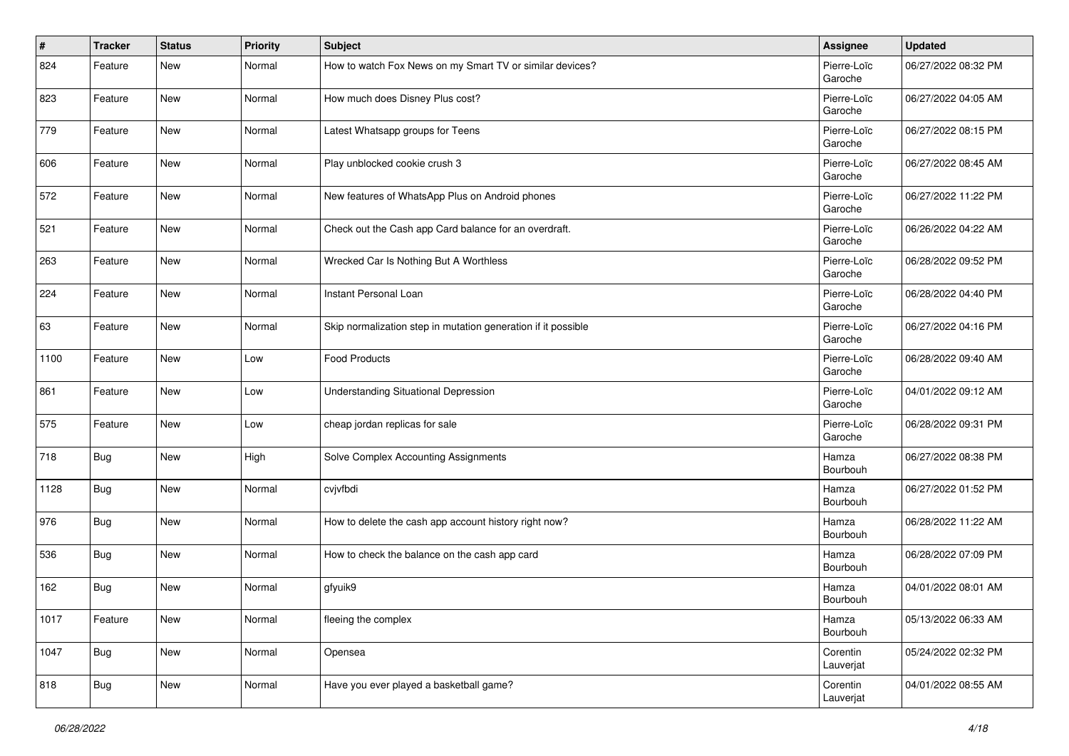| # | Tracker | Status | Priority | Subject | Assignee | Updated |
|---|---|---|---|---|---|---|
| 824 | Feature | New | Normal | How to watch Fox News on my Smart TV or similar devices? | Pierre-Loïc Garoche | 06/27/2022 08:32 PM |
| 823 | Feature | New | Normal | How much does Disney Plus cost? | Pierre-Loïc Garoche | 06/27/2022 04:05 AM |
| 779 | Feature | New | Normal | Latest Whatsapp groups for Teens | Pierre-Loïc Garoche | 06/27/2022 08:15 PM |
| 606 | Feature | New | Normal | Play unblocked cookie crush 3 | Pierre-Loïc Garoche | 06/27/2022 08:45 AM |
| 572 | Feature | New | Normal | New features of WhatsApp Plus on Android phones | Pierre-Loïc Garoche | 06/27/2022 11:22 PM |
| 521 | Feature | New | Normal | Check out the Cash app Card balance for an overdraft. | Pierre-Loïc Garoche | 06/26/2022 04:22 AM |
| 263 | Feature | New | Normal | Wrecked Car Is Nothing But A Worthless | Pierre-Loïc Garoche | 06/28/2022 09:52 PM |
| 224 | Feature | New | Normal | Instant Personal Loan | Pierre-Loïc Garoche | 06/28/2022 04:40 PM |
| 63 | Feature | New | Normal | Skip normalization step in mutation generation if it possible | Pierre-Loïc Garoche | 06/27/2022 04:16 PM |
| 1100 | Feature | New | Low | Food Products | Pierre-Loïc Garoche | 06/28/2022 09:40 AM |
| 861 | Feature | New | Low | Understanding Situational Depression | Pierre-Loïc Garoche | 04/01/2022 09:12 AM |
| 575 | Feature | New | Low | cheap jordan replicas for sale | Pierre-Loïc Garoche | 06/28/2022 09:31 PM |
| 718 | Bug | New | High | Solve Complex Accounting Assignments | Hamza Bourbouh | 06/27/2022 08:38 PM |
| 1128 | Bug | New | Normal | cvjvfbdi | Hamza Bourbouh | 06/27/2022 01:52 PM |
| 976 | Bug | New | Normal | How to delete the cash app account history right now? | Hamza Bourbouh | 06/28/2022 11:22 AM |
| 536 | Bug | New | Normal | How to check the balance on the cash app card | Hamza Bourbouh | 06/28/2022 07:09 PM |
| 162 | Bug | New | Normal | gfyuik9 | Hamza Bourbouh | 04/01/2022 08:01 AM |
| 1017 | Feature | New | Normal | fleeing the complex | Hamza Bourbouh | 05/13/2022 06:33 AM |
| 1047 | Bug | New | Normal | Opensea | Corentin Lauverjat | 05/24/2022 02:32 PM |
| 818 | Bug | New | Normal | Have you ever played a basketball game? | Corentin Lauverjat | 04/01/2022 08:55 AM |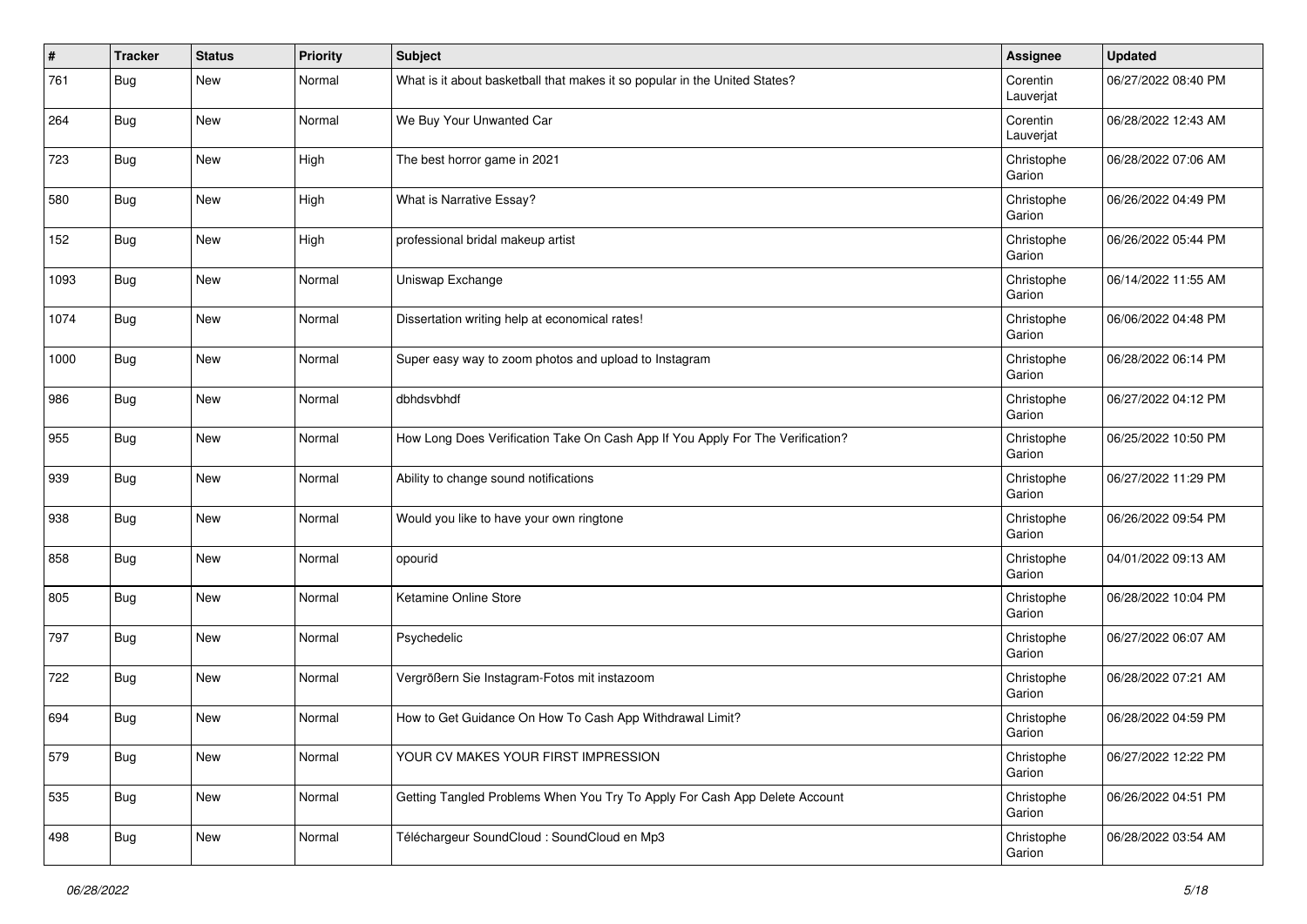| # | Tracker | Status | Priority | Subject | Assignee | Updated |
| --- | --- | --- | --- | --- | --- | --- |
| 761 | Bug | New | Normal | What is it about basketball that makes it so popular in the United States? | Corentin Lauverjat | 06/27/2022 08:40 PM |
| 264 | Bug | New | Normal | We Buy Your Unwanted Car | Corentin Lauverjat | 06/28/2022 12:43 AM |
| 723 | Bug | New | High | The best horror game in 2021 | Christophe Garion | 06/28/2022 07:06 AM |
| 580 | Bug | New | High | What is Narrative Essay? | Christophe Garion | 06/26/2022 04:49 PM |
| 152 | Bug | New | High | professional bridal makeup artist | Christophe Garion | 06/26/2022 05:44 PM |
| 1093 | Bug | New | Normal | Uniswap Exchange | Christophe Garion | 06/14/2022 11:55 AM |
| 1074 | Bug | New | Normal | Dissertation writing help at economical rates! | Christophe Garion | 06/06/2022 04:48 PM |
| 1000 | Bug | New | Normal | Super easy way to zoom photos and upload to Instagram | Christophe Garion | 06/28/2022 06:14 PM |
| 986 | Bug | New | Normal | dbhdsvbhdf | Christophe Garion | 06/27/2022 04:12 PM |
| 955 | Bug | New | Normal | How Long Does Verification Take On Cash App If You Apply For The Verification? | Christophe Garion | 06/25/2022 10:50 PM |
| 939 | Bug | New | Normal | Ability to change sound notifications | Christophe Garion | 06/27/2022 11:29 PM |
| 938 | Bug | New | Normal | Would you like to have your own ringtone | Christophe Garion | 06/26/2022 09:54 PM |
| 858 | Bug | New | Normal | opourid | Christophe Garion | 04/01/2022 09:13 AM |
| 805 | Bug | New | Normal | Ketamine Online Store | Christophe Garion | 06/28/2022 10:04 PM |
| 797 | Bug | New | Normal | Psychedelic | Christophe Garion | 06/27/2022 06:07 AM |
| 722 | Bug | New | Normal | Vergrößern Sie Instagram-Fotos mit instazoom | Christophe Garion | 06/28/2022 07:21 AM |
| 694 | Bug | New | Normal | How to Get Guidance On How To Cash App Withdrawal Limit? | Christophe Garion | 06/28/2022 04:59 PM |
| 579 | Bug | New | Normal | YOUR CV MAKES YOUR FIRST IMPRESSION | Christophe Garion | 06/27/2022 12:22 PM |
| 535 | Bug | New | Normal | Getting Tangled Problems When You Try To Apply For Cash App Delete Account | Christophe Garion | 06/26/2022 04:51 PM |
| 498 | Bug | New | Normal | Téléchargeur SoundCloud : SoundCloud en Mp3 | Christophe Garion | 06/28/2022 03:54 AM |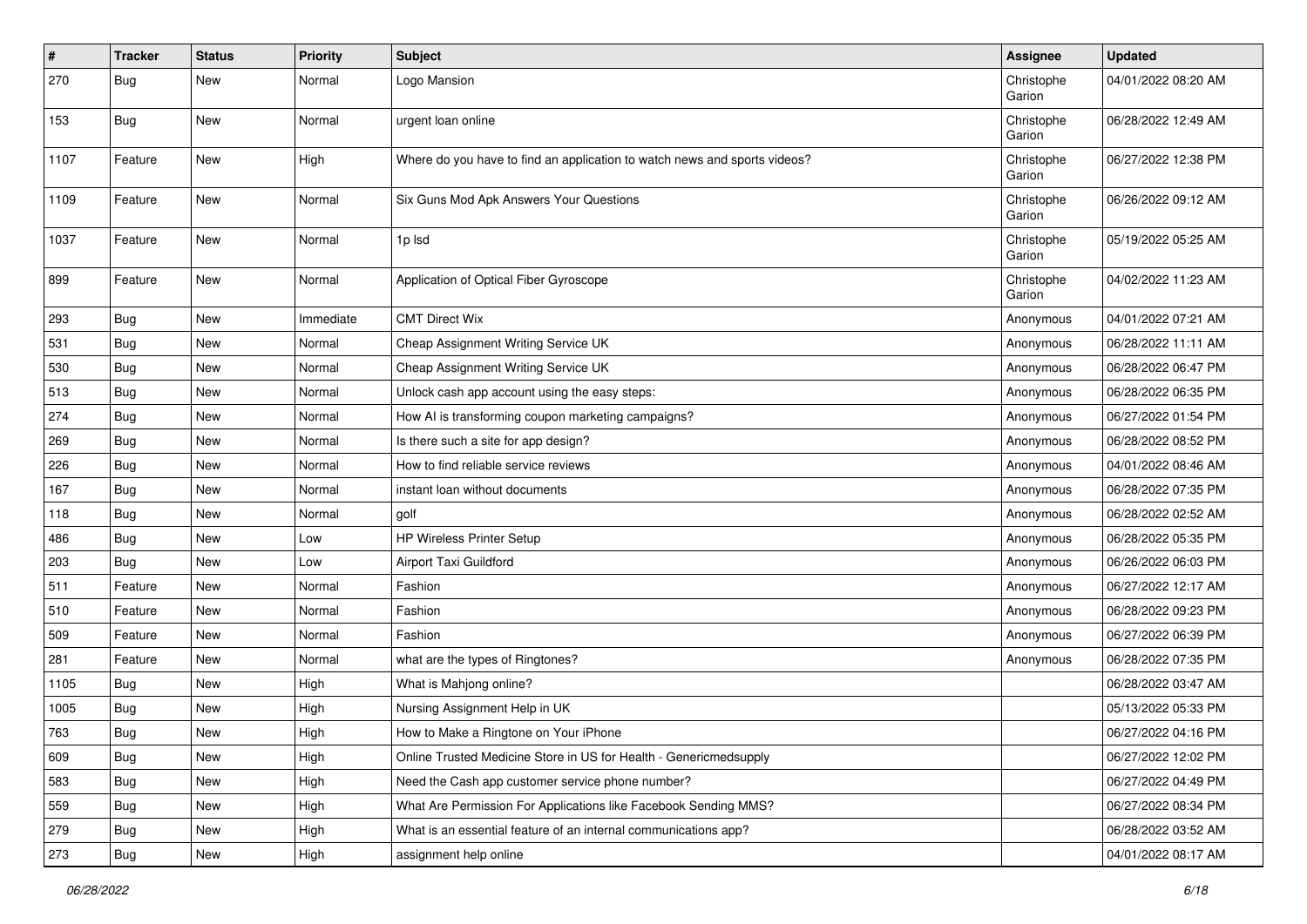| # | Tracker | Status | Priority | Subject | Assignee | Updated |
|---|---|---|---|---|---|---|
| 270 | Bug | New | Normal | Logo Mansion | Christophe Garion | 04/01/2022 08:20 AM |
| 153 | Bug | New | Normal | urgent loan online | Christophe Garion | 06/28/2022 12:49 AM |
| 1107 | Feature | New | High | Where do you have to find an application to watch news and sports videos? | Christophe Garion | 06/27/2022 12:38 PM |
| 1109 | Feature | New | Normal | Six Guns Mod Apk Answers Your Questions | Christophe Garion | 06/26/2022 09:12 AM |
| 1037 | Feature | New | Normal | 1p lsd | Christophe Garion | 05/19/2022 05:25 AM |
| 899 | Feature | New | Normal | Application of Optical Fiber Gyroscope | Christophe Garion | 04/02/2022 11:23 AM |
| 293 | Bug | New | Immediate | CMT Direct Wix | Anonymous | 04/01/2022 07:21 AM |
| 531 | Bug | New | Normal | Cheap Assignment Writing Service UK | Anonymous | 06/28/2022 11:11 AM |
| 530 | Bug | New | Normal | Cheap Assignment Writing Service UK | Anonymous | 06/28/2022 06:47 PM |
| 513 | Bug | New | Normal | Unlock cash app account using the easy steps: | Anonymous | 06/28/2022 06:35 PM |
| 274 | Bug | New | Normal | How AI is transforming coupon marketing campaigns? | Anonymous | 06/27/2022 01:54 PM |
| 269 | Bug | New | Normal | Is there such a site for app design? | Anonymous | 06/28/2022 08:52 PM |
| 226 | Bug | New | Normal | How to find reliable service reviews | Anonymous | 04/01/2022 08:46 AM |
| 167 | Bug | New | Normal | instant loan without documents | Anonymous | 06/28/2022 07:35 PM |
| 118 | Bug | New | Normal | golf | Anonymous | 06/28/2022 02:52 AM |
| 486 | Bug | New | Low | HP Wireless Printer Setup | Anonymous | 06/28/2022 05:35 PM |
| 203 | Bug | New | Low | Airport Taxi Guildford | Anonymous | 06/26/2022 06:03 PM |
| 511 | Feature | New | Normal | Fashion | Anonymous | 06/27/2022 12:17 AM |
| 510 | Feature | New | Normal | Fashion | Anonymous | 06/28/2022 09:23 PM |
| 509 | Feature | New | Normal | Fashion | Anonymous | 06/27/2022 06:39 PM |
| 281 | Feature | New | Normal | what are the types of Ringtones? | Anonymous | 06/28/2022 07:35 PM |
| 1105 | Bug | New | High | What is Mahjong online? | | 06/28/2022 03:47 AM |
| 1005 | Bug | New | High | Nursing Assignment Help in UK | | 05/13/2022 05:33 PM |
| 763 | Bug | New | High | How to Make a Ringtone on Your iPhone | | 06/27/2022 04:16 PM |
| 609 | Bug | New | High | Online Trusted Medicine Store in US for Health - Genericmedsupply | | 06/27/2022 12:02 PM |
| 583 | Bug | New | High | Need the Cash app customer service phone number? | | 06/27/2022 04:49 PM |
| 559 | Bug | New | High | What Are Permission For Applications like Facebook Sending MMS? | | 06/27/2022 08:34 PM |
| 279 | Bug | New | High | What is an essential feature of an internal communications app? | | 06/28/2022 03:52 AM |
| 273 | Bug | New | High | assignment help online | | 04/01/2022 08:17 AM |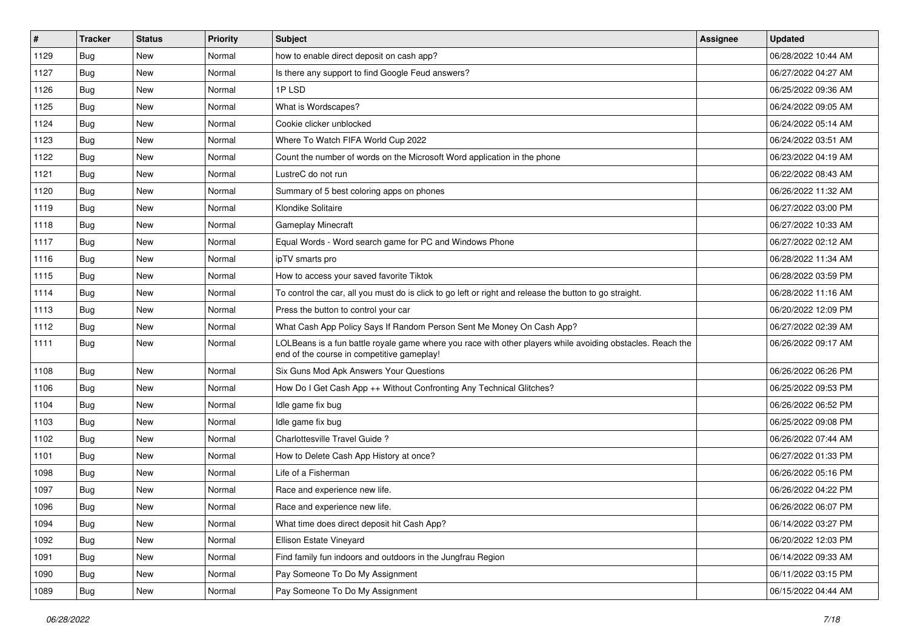| # | Tracker | Status | Priority | Subject | Assignee | Updated |
|---|---|---|---|---|---|---|
| 1129 | Bug | New | Normal | how to enable direct deposit on cash app? | | 06/28/2022 10:44 AM |
| 1127 | Bug | New | Normal | Is there any support to find Google Feud answers? | | 06/27/2022 04:27 AM |
| 1126 | Bug | New | Normal | 1P LSD | | 06/25/2022 09:36 AM |
| 1125 | Bug | New | Normal | What is Wordscapes? | | 06/24/2022 09:05 AM |
| 1124 | Bug | New | Normal | Cookie clicker unblocked | | 06/24/2022 05:14 AM |
| 1123 | Bug | New | Normal | Where To Watch FIFA World Cup 2022 | | 06/24/2022 03:51 AM |
| 1122 | Bug | New | Normal | Count the number of words on the Microsoft Word application in the phone | | 06/23/2022 04:19 AM |
| 1121 | Bug | New | Normal | LustreC do not run | | 06/22/2022 08:43 AM |
| 1120 | Bug | New | Normal | Summary of 5 best coloring apps on phones | | 06/26/2022 11:32 AM |
| 1119 | Bug | New | Normal | Klondike Solitaire | | 06/27/2022 03:00 PM |
| 1118 | Bug | New | Normal | Gameplay Minecraft | | 06/27/2022 10:33 AM |
| 1117 | Bug | New | Normal | Equal Words - Word search game for PC and Windows Phone | | 06/27/2022 02:12 AM |
| 1116 | Bug | New | Normal | ipTV smarts pro | | 06/28/2022 11:34 AM |
| 1115 | Bug | New | Normal | How to access your saved favorite Tiktok | | 06/28/2022 03:59 PM |
| 1114 | Bug | New | Normal | To control the car, all you must do is click to go left or right and release the button to go straight. | | 06/28/2022 11:16 AM |
| 1113 | Bug | New | Normal | Press the button to control your car | | 06/20/2022 12:09 PM |
| 1112 | Bug | New | Normal | What Cash App Policy Says If Random Person Sent Me Money On Cash App? | | 06/27/2022 02:39 AM |
| 1111 | Bug | New | Normal | LOLBeans is a fun battle royale game where you race with other players while avoiding obstacles. Reach the end of the course in competitive gameplay! | | 06/26/2022 09:17 AM |
| 1108 | Bug | New | Normal | Six Guns Mod Apk Answers Your Questions | | 06/26/2022 06:26 PM |
| 1106 | Bug | New | Normal | How Do I Get Cash App ++ Without Confronting Any Technical Glitches? | | 06/25/2022 09:53 PM |
| 1104 | Bug | New | Normal | Idle game fix bug | | 06/26/2022 06:52 PM |
| 1103 | Bug | New | Normal | Idle game fix bug | | 06/25/2022 09:08 PM |
| 1102 | Bug | New | Normal | Charlottesville Travel Guide ? | | 06/26/2022 07:44 AM |
| 1101 | Bug | New | Normal | How to Delete Cash App History at once? | | 06/27/2022 01:33 PM |
| 1098 | Bug | New | Normal | Life of a Fisherman | | 06/26/2022 05:16 PM |
| 1097 | Bug | New | Normal | Race and experience new life. | | 06/26/2022 04:22 PM |
| 1096 | Bug | New | Normal | Race and experience new life. | | 06/26/2022 06:07 PM |
| 1094 | Bug | New | Normal | What time does direct deposit hit Cash App? | | 06/14/2022 03:27 PM |
| 1092 | Bug | New | Normal | Ellison Estate Vineyard | | 06/20/2022 12:03 PM |
| 1091 | Bug | New | Normal | Find family fun indoors and outdoors in the Jungfrau Region | | 06/14/2022 09:33 AM |
| 1090 | Bug | New | Normal | Pay Someone To Do My Assignment | | 06/11/2022 03:15 PM |
| 1089 | Bug | New | Normal | Pay Someone To Do My Assignment | | 06/15/2022 04:44 AM |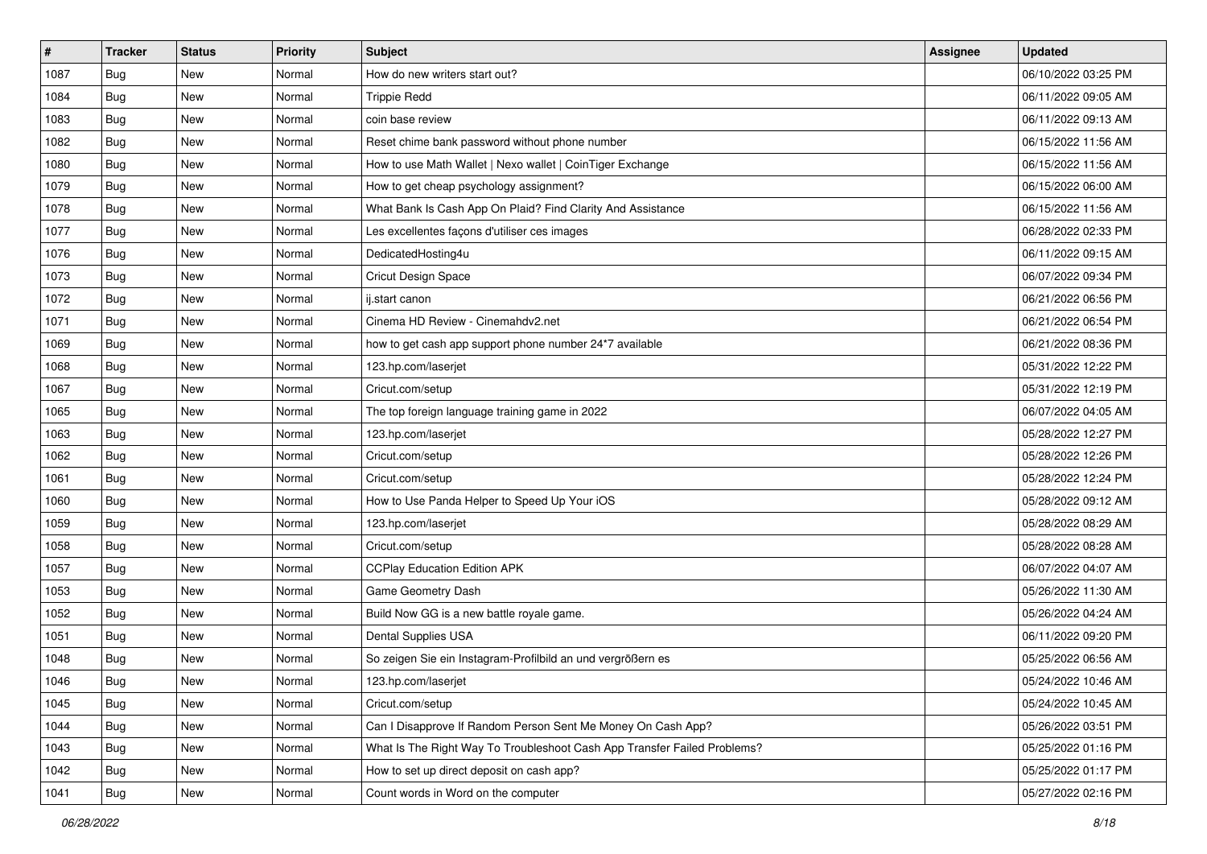| # | Tracker | Status | Priority | Subject | Assignee | Updated |
| --- | --- | --- | --- | --- | --- | --- |
| 1087 | Bug | New | Normal | How do new writers start out? | | 06/10/2022 03:25 PM |
| 1084 | Bug | New | Normal | Trippie Redd | | 06/11/2022 09:05 AM |
| 1083 | Bug | New | Normal | coin base review | | 06/11/2022 09:13 AM |
| 1082 | Bug | New | Normal | Reset chime bank password without phone number | | 06/15/2022 11:56 AM |
| 1080 | Bug | New | Normal | How to use Math Wallet \| Nexo wallet \| CoinTiger Exchange | | 06/15/2022 11:56 AM |
| 1079 | Bug | New | Normal | How to get cheap psychology assignment? | | 06/15/2022 06:00 AM |
| 1078 | Bug | New | Normal | What Bank Is Cash App On Plaid? Find Clarity And Assistance | | 06/15/2022 11:56 AM |
| 1077 | Bug | New | Normal | Les excellentes façons d'utiliser ces images | | 06/28/2022 02:33 PM |
| 1076 | Bug | New | Normal | DedicatedHosting4u | | 06/11/2022 09:15 AM |
| 1073 | Bug | New | Normal | Cricut Design Space | | 06/07/2022 09:34 PM |
| 1072 | Bug | New | Normal | ij.start canon | | 06/21/2022 06:56 PM |
| 1071 | Bug | New | Normal | Cinema HD Review - Cinemahdv2.net | | 06/21/2022 06:54 PM |
| 1069 | Bug | New | Normal | how to get cash app support phone number 24*7 available | | 06/21/2022 08:36 PM |
| 1068 | Bug | New | Normal | 123.hp.com/laserjet | | 05/31/2022 12:22 PM |
| 1067 | Bug | New | Normal | Cricut.com/setup | | 05/31/2022 12:19 PM |
| 1065 | Bug | New | Normal | The top foreign language training game in 2022 | | 06/07/2022 04:05 AM |
| 1063 | Bug | New | Normal | 123.hp.com/laserjet | | 05/28/2022 12:27 PM |
| 1062 | Bug | New | Normal | Cricut.com/setup | | 05/28/2022 12:26 PM |
| 1061 | Bug | New | Normal | Cricut.com/setup | | 05/28/2022 12:24 PM |
| 1060 | Bug | New | Normal | How to Use Panda Helper to Speed Up Your iOS | | 05/28/2022 09:12 AM |
| 1059 | Bug | New | Normal | 123.hp.com/laserjet | | 05/28/2022 08:29 AM |
| 1058 | Bug | New | Normal | Cricut.com/setup | | 05/28/2022 08:28 AM |
| 1057 | Bug | New | Normal | CCPlay Education Edition APK | | 06/07/2022 04:07 AM |
| 1053 | Bug | New | Normal | Game Geometry Dash | | 05/26/2022 11:30 AM |
| 1052 | Bug | New | Normal | Build Now GG is a new battle royale game. | | 05/26/2022 04:24 AM |
| 1051 | Bug | New | Normal | Dental Supplies USA | | 06/11/2022 09:20 PM |
| 1048 | Bug | New | Normal | So zeigen Sie ein Instagram-Profilbild an und vergrößern es | | 05/25/2022 06:56 AM |
| 1046 | Bug | New | Normal | 123.hp.com/laserjet | | 05/24/2022 10:46 AM |
| 1045 | Bug | New | Normal | Cricut.com/setup | | 05/24/2022 10:45 AM |
| 1044 | Bug | New | Normal | Can I Disapprove If Random Person Sent Me Money On Cash App? | | 05/26/2022 03:51 PM |
| 1043 | Bug | New | Normal | What Is The Right Way To Troubleshoot Cash App Transfer Failed Problems? | | 05/25/2022 01:16 PM |
| 1042 | Bug | New | Normal | How to set up direct deposit on cash app? | | 05/25/2022 01:17 PM |
| 1041 | Bug | New | Normal | Count words in Word on the computer | | 05/27/2022 02:16 PM |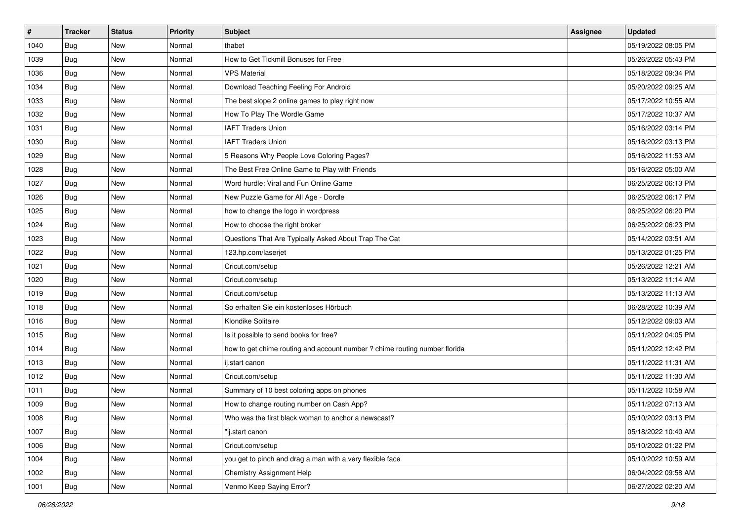| # | Tracker | Status | Priority | Subject | Assignee | Updated |
|---|---|---|---|---|---|---|
| 1040 | Bug | New | Normal | thabet | | 05/19/2022 08:05 PM |
| 1039 | Bug | New | Normal | How to Get Tickmill Bonuses for Free | | 05/26/2022 05:43 PM |
| 1036 | Bug | New | Normal | VPS Material | | 05/18/2022 09:34 PM |
| 1034 | Bug | New | Normal | Download Teaching Feeling For Android | | 05/20/2022 09:25 AM |
| 1033 | Bug | New | Normal | The best slope 2 online games to play right now | | 05/17/2022 10:55 AM |
| 1032 | Bug | New | Normal | How To Play The Wordle Game | | 05/17/2022 10:37 AM |
| 1031 | Bug | New | Normal | IAFT Traders Union | | 05/16/2022 03:14 PM |
| 1030 | Bug | New | Normal | IAFT Traders Union | | 05/16/2022 03:13 PM |
| 1029 | Bug | New | Normal | 5 Reasons Why People Love Coloring Pages? | | 05/16/2022 11:53 AM |
| 1028 | Bug | New | Normal | The Best Free Online Game to Play with Friends | | 05/16/2022 05:00 AM |
| 1027 | Bug | New | Normal | Word hurdle: Viral and Fun Online Game | | 06/25/2022 06:13 PM |
| 1026 | Bug | New | Normal | New Puzzle Game for All Age - Dordle | | 06/25/2022 06:17 PM |
| 1025 | Bug | New | Normal | how to change the logo in wordpress | | 06/25/2022 06:20 PM |
| 1024 | Bug | New | Normal | How to choose the right broker | | 06/25/2022 06:23 PM |
| 1023 | Bug | New | Normal | Questions That Are Typically Asked About Trap The Cat | | 05/14/2022 03:51 AM |
| 1022 | Bug | New | Normal | 123.hp.com/laserjet | | 05/13/2022 01:25 PM |
| 1021 | Bug | New | Normal | Cricut.com/setup | | 05/26/2022 12:21 AM |
| 1020 | Bug | New | Normal | Cricut.com/setup | | 05/13/2022 11:14 AM |
| 1019 | Bug | New | Normal | Cricut.com/setup | | 05/13/2022 11:13 AM |
| 1018 | Bug | New | Normal | So erhalten Sie ein kostenloses Hörbuch | | 06/28/2022 10:39 AM |
| 1016 | Bug | New | Normal | Klondike Solitaire | | 05/12/2022 09:03 AM |
| 1015 | Bug | New | Normal | Is it possible to send books for free? | | 05/11/2022 04:05 PM |
| 1014 | Bug | New | Normal | how to get chime routing and account number ? chime routing number florida | | 05/11/2022 12:42 PM |
| 1013 | Bug | New | Normal | ij.start canon | | 05/11/2022 11:31 AM |
| 1012 | Bug | New | Normal | Cricut.com/setup | | 05/11/2022 11:30 AM |
| 1011 | Bug | New | Normal | Summary of 10 best coloring apps on phones | | 05/11/2022 10:58 AM |
| 1009 | Bug | New | Normal | How to change routing number on Cash App? | | 05/11/2022 07:13 AM |
| 1008 | Bug | New | Normal | Who was the first black woman to anchor a newscast? | | 05/10/2022 03:13 PM |
| 1007 | Bug | New | Normal | "ij.start canon | | 05/18/2022 10:40 AM |
| 1006 | Bug | New | Normal | Cricut.com/setup | | 05/10/2022 01:22 PM |
| 1004 | Bug | New | Normal | you get to pinch and drag a man with a very flexible face | | 05/10/2022 10:59 AM |
| 1002 | Bug | New | Normal | Chemistry Assignment Help | | 06/04/2022 09:58 AM |
| 1001 | Bug | New | Normal | Venmo Keep Saying Error? | | 06/27/2022 02:20 AM |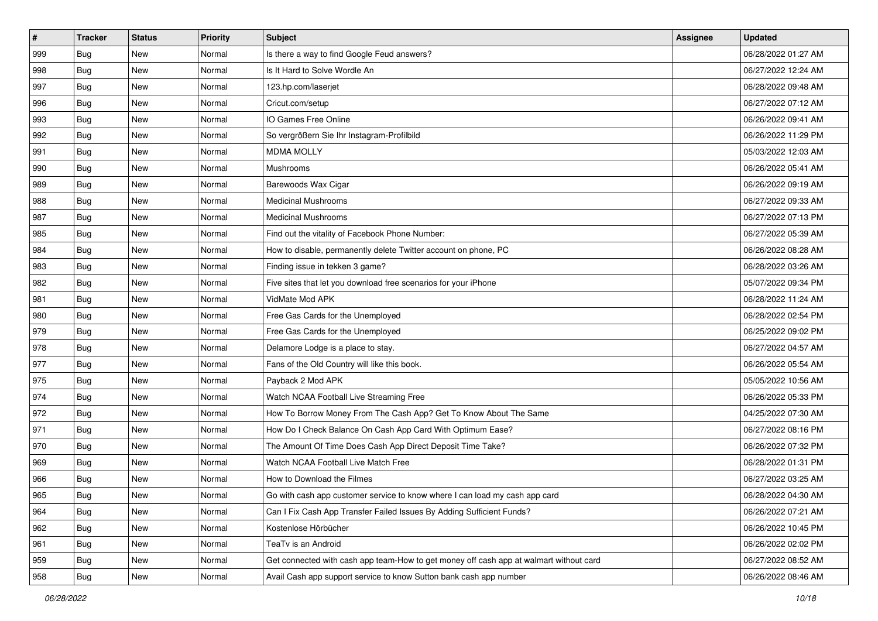| # | Tracker | Status | Priority | Subject | Assignee | Updated |
|---|---|---|---|---|---|---|
| 999 | Bug | New | Normal | Is there a way to find Google Feud answers? | | 06/28/2022 01:27 AM |
| 998 | Bug | New | Normal | Is It Hard to Solve Wordle An | | 06/27/2022 12:24 AM |
| 997 | Bug | New | Normal | 123.hp.com/laserjet | | 06/28/2022 09:48 AM |
| 996 | Bug | New | Normal | Cricut.com/setup | | 06/27/2022 07:12 AM |
| 993 | Bug | New | Normal | IO Games Free Online | | 06/26/2022 09:41 AM |
| 992 | Bug | New | Normal | So vergrößern Sie Ihr Instagram-Profilbild | | 06/26/2022 11:29 PM |
| 991 | Bug | New | Normal | MDMA MOLLY | | 05/03/2022 12:03 AM |
| 990 | Bug | New | Normal | Mushrooms | | 06/26/2022 05:41 AM |
| 989 | Bug | New | Normal | Barewoods Wax Cigar | | 06/26/2022 09:19 AM |
| 988 | Bug | New | Normal | Medicinal Mushrooms | | 06/27/2022 09:33 AM |
| 987 | Bug | New | Normal | Medicinal Mushrooms | | 06/27/2022 07:13 PM |
| 985 | Bug | New | Normal | Find out the vitality of Facebook Phone Number: | | 06/27/2022 05:39 AM |
| 984 | Bug | New | Normal | How to disable, permanently delete Twitter account on phone, PC | | 06/26/2022 08:28 AM |
| 983 | Bug | New | Normal | Finding issue in tekken 3 game? | | 06/28/2022 03:26 AM |
| 982 | Bug | New | Normal | Five sites that let you download free scenarios for your iPhone | | 05/07/2022 09:34 PM |
| 981 | Bug | New | Normal | VidMate Mod APK | | 06/28/2022 11:24 AM |
| 980 | Bug | New | Normal | Free Gas Cards for the Unemployed | | 06/28/2022 02:54 PM |
| 979 | Bug | New | Normal | Free Gas Cards for the Unemployed | | 06/25/2022 09:02 PM |
| 978 | Bug | New | Normal | Delamore Lodge is a place to stay. | | 06/27/2022 04:57 AM |
| 977 | Bug | New | Normal | Fans of the Old Country will like this book. | | 06/26/2022 05:54 AM |
| 975 | Bug | New | Normal | Payback 2 Mod APK | | 05/05/2022 10:56 AM |
| 974 | Bug | New | Normal | Watch NCAA Football Live Streaming Free | | 06/26/2022 05:33 PM |
| 972 | Bug | New | Normal | How To Borrow Money From The Cash App? Get To Know About The Same | | 04/25/2022 07:30 AM |
| 971 | Bug | New | Normal | How Do I Check Balance On Cash App Card With Optimum Ease? | | 06/27/2022 08:16 PM |
| 970 | Bug | New | Normal | The Amount Of Time Does Cash App Direct Deposit Time Take? | | 06/26/2022 07:32 PM |
| 969 | Bug | New | Normal | Watch NCAA Football Live Match Free | | 06/28/2022 01:31 PM |
| 966 | Bug | New | Normal | How to Download the Filmes | | 06/27/2022 03:25 AM |
| 965 | Bug | New | Normal | Go with cash app customer service to know where I can load my cash app card | | 06/28/2022 04:30 AM |
| 964 | Bug | New | Normal | Can I Fix Cash App Transfer Failed Issues By Adding Sufficient Funds? | | 06/26/2022 07:21 AM |
| 962 | Bug | New | Normal | Kostenlose Hörbücher | | 06/26/2022 10:45 PM |
| 961 | Bug | New | Normal | TeaTv is an Android | | 06/26/2022 02:02 PM |
| 959 | Bug | New | Normal | Get connected with cash app team-How to get money off cash app at walmart without card | | 06/27/2022 08:52 AM |
| 958 | Bug | New | Normal | Avail Cash app support service to know Sutton bank cash app number | | 06/26/2022 08:46 AM |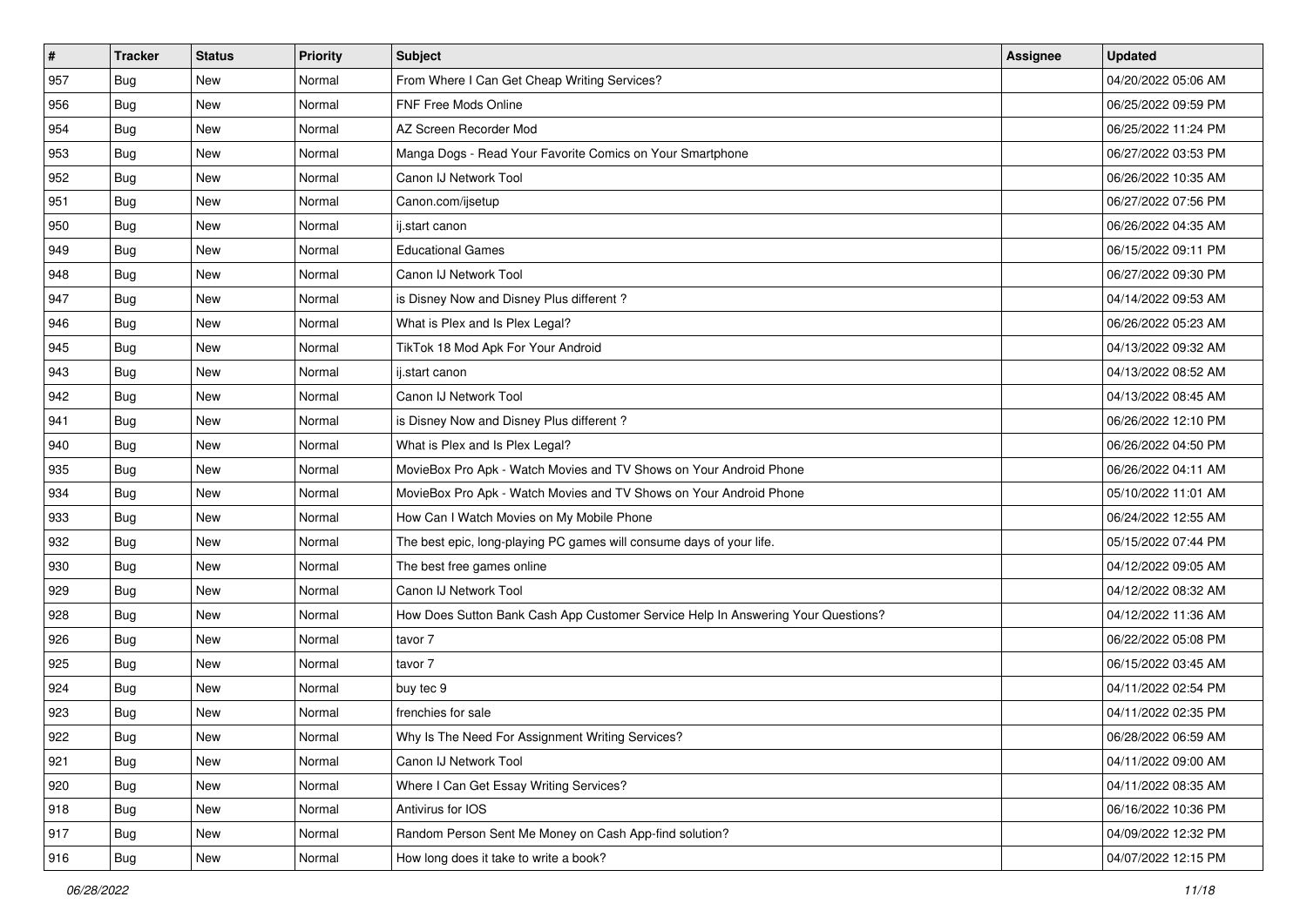| # | Tracker | Status | Priority | Subject | Assignee | Updated |
|---|---|---|---|---|---|---|
| 957 | Bug | New | Normal | From Where I Can Get Cheap Writing Services? | | 04/20/2022 05:06 AM |
| 956 | Bug | New | Normal | FNF Free Mods Online | | 06/25/2022 09:59 PM |
| 954 | Bug | New | Normal | AZ Screen Recorder Mod | | 06/25/2022 11:24 PM |
| 953 | Bug | New | Normal | Manga Dogs - Read Your Favorite Comics on Your Smartphone | | 06/27/2022 03:53 PM |
| 952 | Bug | New | Normal | Canon IJ Network Tool | | 06/26/2022 10:35 AM |
| 951 | Bug | New | Normal | Canon.com/ijsetup | | 06/27/2022 07:56 PM |
| 950 | Bug | New | Normal | ij.start canon | | 06/26/2022 04:35 AM |
| 949 | Bug | New | Normal | Educational Games | | 06/15/2022 09:11 PM |
| 948 | Bug | New | Normal | Canon IJ Network Tool | | 06/27/2022 09:30 PM |
| 947 | Bug | New | Normal | is Disney Now and Disney Plus different ? | | 04/14/2022 09:53 AM |
| 946 | Bug | New | Normal | What is Plex and Is Plex Legal? | | 06/26/2022 05:23 AM |
| 945 | Bug | New | Normal | TikTok 18 Mod Apk For Your Android | | 04/13/2022 09:32 AM |
| 943 | Bug | New | Normal | ij.start canon | | 04/13/2022 08:52 AM |
| 942 | Bug | New | Normal | Canon IJ Network Tool | | 04/13/2022 08:45 AM |
| 941 | Bug | New | Normal | is Disney Now and Disney Plus different ? | | 06/26/2022 12:10 PM |
| 940 | Bug | New | Normal | What is Plex and Is Plex Legal? | | 06/26/2022 04:50 PM |
| 935 | Bug | New | Normal | MovieBox Pro Apk - Watch Movies and TV Shows on Your Android Phone | | 06/26/2022 04:11 AM |
| 934 | Bug | New | Normal | MovieBox Pro Apk - Watch Movies and TV Shows on Your Android Phone | | 05/10/2022 11:01 AM |
| 933 | Bug | New | Normal | How Can I Watch Movies on My Mobile Phone | | 06/24/2022 12:55 AM |
| 932 | Bug | New | Normal | The best epic, long-playing PC games will consume days of your life. | | 05/15/2022 07:44 PM |
| 930 | Bug | New | Normal | The best free games online | | 04/12/2022 09:05 AM |
| 929 | Bug | New | Normal | Canon IJ Network Tool | | 04/12/2022 08:32 AM |
| 928 | Bug | New | Normal | How Does Sutton Bank Cash App Customer Service Help In Answering Your Questions? | | 04/12/2022 11:36 AM |
| 926 | Bug | New | Normal | tavor 7 | | 06/22/2022 05:08 PM |
| 925 | Bug | New | Normal | tavor 7 | | 06/15/2022 03:45 AM |
| 924 | Bug | New | Normal | buy tec 9 | | 04/11/2022 02:54 PM |
| 923 | Bug | New | Normal | frenchies for sale | | 04/11/2022 02:35 PM |
| 922 | Bug | New | Normal | Why Is The Need For Assignment Writing Services? | | 06/28/2022 06:59 AM |
| 921 | Bug | New | Normal | Canon IJ Network Tool | | 04/11/2022 09:00 AM |
| 920 | Bug | New | Normal | Where I Can Get Essay Writing Services? | | 04/11/2022 08:35 AM |
| 918 | Bug | New | Normal | Antivirus for IOS | | 06/16/2022 10:36 PM |
| 917 | Bug | New | Normal | Random Person Sent Me Money on Cash App-find solution? | | 04/09/2022 12:32 PM |
| 916 | Bug | New | Normal | How long does it take to write a book? | | 04/07/2022 12:15 PM |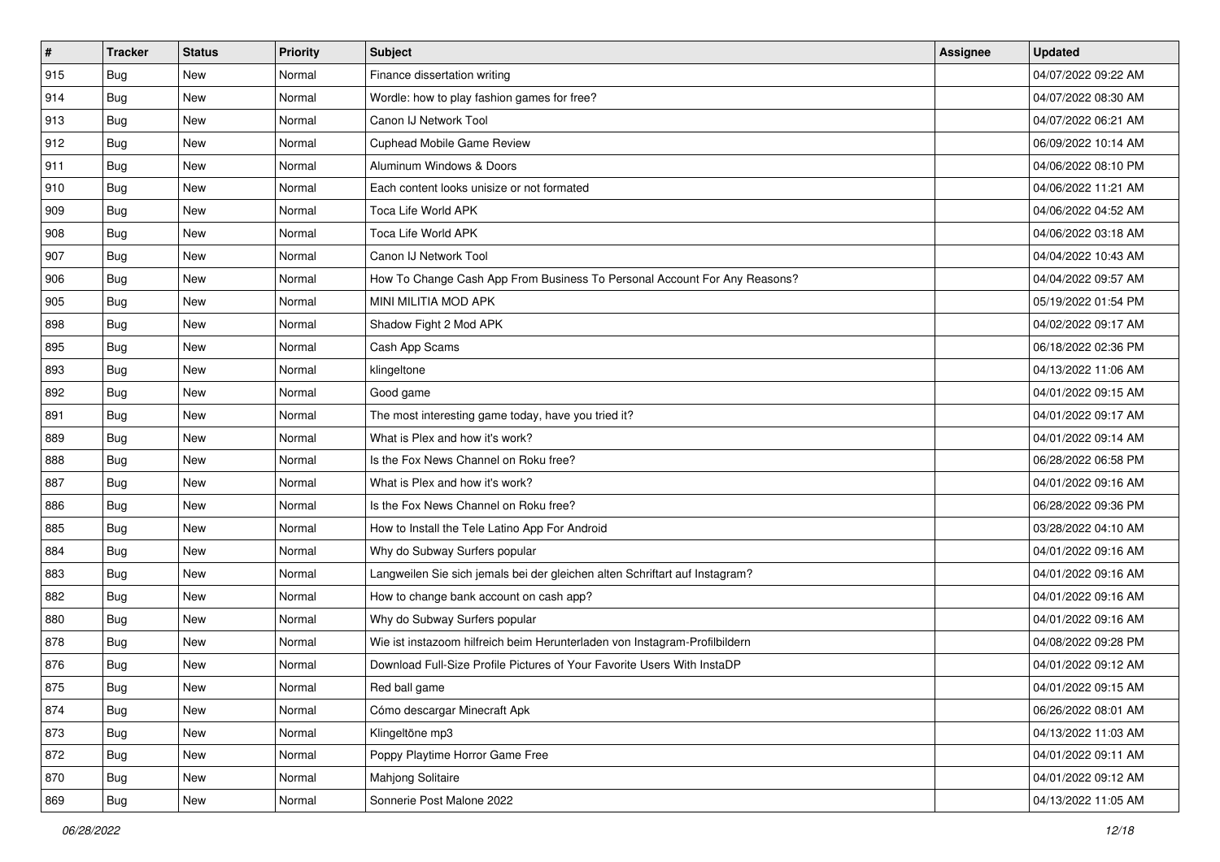| # | Tracker | Status | Priority | Subject | Assignee | Updated |
|---|---|---|---|---|---|---|
| 915 | Bug | New | Normal | Finance dissertation writing | | 04/07/2022 09:22 AM |
| 914 | Bug | New | Normal | Wordle: how to play fashion games for free? | | 04/07/2022 08:30 AM |
| 913 | Bug | New | Normal | Canon IJ Network Tool | | 04/07/2022 06:21 AM |
| 912 | Bug | New | Normal | Cuphead Mobile Game Review | | 06/09/2022 10:14 AM |
| 911 | Bug | New | Normal | Aluminum Windows & Doors | | 04/06/2022 08:10 PM |
| 910 | Bug | New | Normal | Each content looks unisize or not formated | | 04/06/2022 11:21 AM |
| 909 | Bug | New | Normal | Toca Life World APK | | 04/06/2022 04:52 AM |
| 908 | Bug | New | Normal | Toca Life World APK | | 04/06/2022 03:18 AM |
| 907 | Bug | New | Normal | Canon IJ Network Tool | | 04/04/2022 10:43 AM |
| 906 | Bug | New | Normal | How To Change Cash App From Business To Personal Account For Any Reasons? | | 04/04/2022 09:57 AM |
| 905 | Bug | New | Normal | MINI MILITIA MOD APK | | 05/19/2022 01:54 PM |
| 898 | Bug | New | Normal | Shadow Fight 2 Mod APK | | 04/02/2022 09:17 AM |
| 895 | Bug | New | Normal | Cash App Scams | | 06/18/2022 02:36 PM |
| 893 | Bug | New | Normal | klingeltone | | 04/13/2022 11:06 AM |
| 892 | Bug | New | Normal | Good game | | 04/01/2022 09:15 AM |
| 891 | Bug | New | Normal | The most interesting game today, have you tried it? | | 04/01/2022 09:17 AM |
| 889 | Bug | New | Normal | What is Plex and how it's work? | | 04/01/2022 09:14 AM |
| 888 | Bug | New | Normal | Is the Fox News Channel on Roku free? | | 06/28/2022 06:58 PM |
| 887 | Bug | New | Normal | What is Plex and how it's work? | | 04/01/2022 09:16 AM |
| 886 | Bug | New | Normal | Is the Fox News Channel on Roku free? | | 06/28/2022 09:36 PM |
| 885 | Bug | New | Normal | How to Install the Tele Latino App For Android | | 03/28/2022 04:10 AM |
| 884 | Bug | New | Normal | Why do Subway Surfers popular | | 04/01/2022 09:16 AM |
| 883 | Bug | New | Normal | Langweilen Sie sich jemals bei der gleichen alten Schriftart auf Instagram? | | 04/01/2022 09:16 AM |
| 882 | Bug | New | Normal | How to change bank account on cash app? | | 04/01/2022 09:16 AM |
| 880 | Bug | New | Normal | Why do Subway Surfers popular | | 04/01/2022 09:16 AM |
| 878 | Bug | New | Normal | Wie ist instazoom hilfreich beim Herunterladen von Instagram-Profilbildern | | 04/08/2022 09:28 PM |
| 876 | Bug | New | Normal | Download Full-Size Profile Pictures of Your Favorite Users With InstaDP | | 04/01/2022 09:12 AM |
| 875 | Bug | New | Normal | Red ball game | | 04/01/2022 09:15 AM |
| 874 | Bug | New | Normal | Cómo descargar Minecraft Apk | | 06/26/2022 08:01 AM |
| 873 | Bug | New | Normal | Klingeltöne mp3 | | 04/13/2022 11:03 AM |
| 872 | Bug | New | Normal | Poppy Playtime Horror Game Free | | 04/01/2022 09:11 AM |
| 870 | Bug | New | Normal | Mahjong Solitaire | | 04/01/2022 09:12 AM |
| 869 | Bug | New | Normal | Sonnerie Post Malone 2022 | | 04/13/2022 11:05 AM |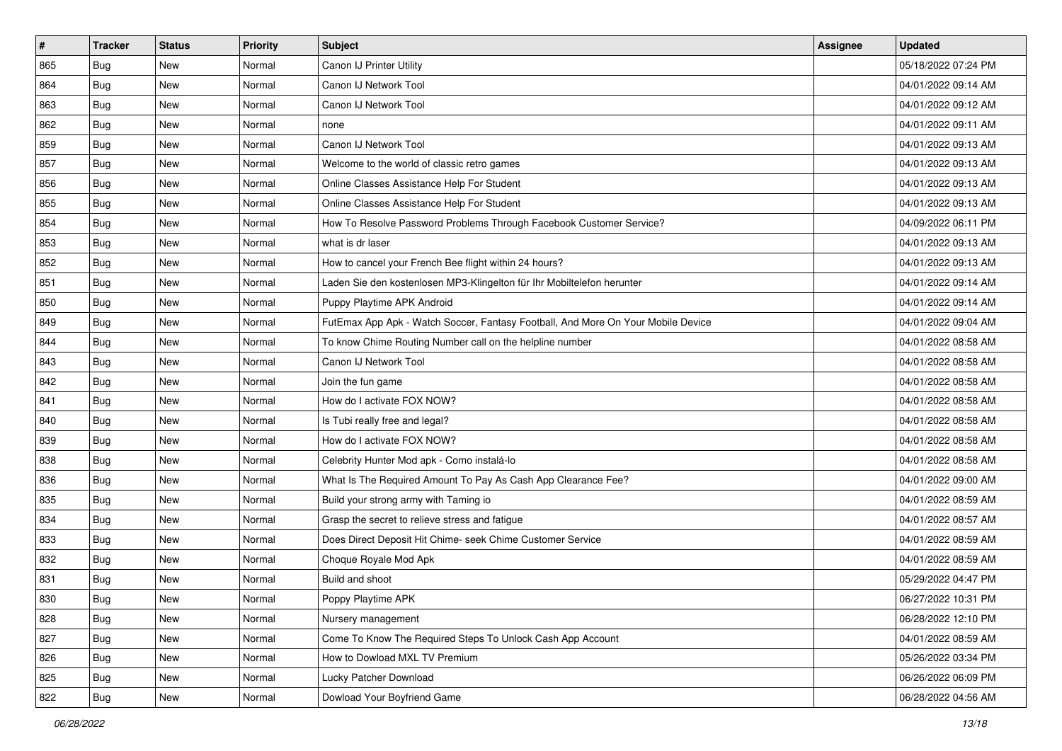| # | Tracker | Status | Priority | Subject | Assignee | Updated |
|---|---|---|---|---|---|---|
| 865 | Bug | New | Normal | Canon IJ Printer Utility | | 05/18/2022 07:24 PM |
| 864 | Bug | New | Normal | Canon IJ Network Tool | | 04/01/2022 09:14 AM |
| 863 | Bug | New | Normal | Canon IJ Network Tool | | 04/01/2022 09:12 AM |
| 862 | Bug | New | Normal | none | | 04/01/2022 09:11 AM |
| 859 | Bug | New | Normal | Canon IJ Network Tool | | 04/01/2022 09:13 AM |
| 857 | Bug | New | Normal | Welcome to the world of classic retro games | | 04/01/2022 09:13 AM |
| 856 | Bug | New | Normal | Online Classes Assistance Help For Student | | 04/01/2022 09:13 AM |
| 855 | Bug | New | Normal | Online Classes Assistance Help For Student | | 04/01/2022 09:13 AM |
| 854 | Bug | New | Normal | How To Resolve Password Problems Through Facebook Customer Service? | | 04/09/2022 06:11 PM |
| 853 | Bug | New | Normal | what is dr laser | | 04/01/2022 09:13 AM |
| 852 | Bug | New | Normal | How to cancel your French Bee flight within 24 hours? | | 04/01/2022 09:13 AM |
| 851 | Bug | New | Normal | Laden Sie den kostenlosen MP3-Klingelton für Ihr Mobiltelefon herunter | | 04/01/2022 09:14 AM |
| 850 | Bug | New | Normal | Puppy Playtime APK Android | | 04/01/2022 09:14 AM |
| 849 | Bug | New | Normal | FutEmax App Apk - Watch Soccer, Fantasy Football, And More On Your Mobile Device | | 04/01/2022 09:04 AM |
| 844 | Bug | New | Normal | To know Chime Routing Number call on the helpline number | | 04/01/2022 08:58 AM |
| 843 | Bug | New | Normal | Canon IJ Network Tool | | 04/01/2022 08:58 AM |
| 842 | Bug | New | Normal | Join the fun game | | 04/01/2022 08:58 AM |
| 841 | Bug | New | Normal | How do I activate FOX NOW? | | 04/01/2022 08:58 AM |
| 840 | Bug | New | Normal | Is Tubi really free and legal? | | 04/01/2022 08:58 AM |
| 839 | Bug | New | Normal | How do I activate FOX NOW? | | 04/01/2022 08:58 AM |
| 838 | Bug | New | Normal | Celebrity Hunter Mod apk - Como instalá-lo | | 04/01/2022 08:58 AM |
| 836 | Bug | New | Normal | What Is The Required Amount To Pay As Cash App Clearance Fee? | | 04/01/2022 09:00 AM |
| 835 | Bug | New | Normal | Build your strong army with Taming io | | 04/01/2022 08:59 AM |
| 834 | Bug | New | Normal | Grasp the secret to relieve stress and fatigue | | 04/01/2022 08:57 AM |
| 833 | Bug | New | Normal | Does Direct Deposit Hit Chime- seek Chime Customer Service | | 04/01/2022 08:59 AM |
| 832 | Bug | New | Normal | Choque Royale Mod Apk | | 04/01/2022 08:59 AM |
| 831 | Bug | New | Normal | Build and shoot | | 05/29/2022 04:47 PM |
| 830 | Bug | New | Normal | Poppy Playtime APK | | 06/27/2022 10:31 PM |
| 828 | Bug | New | Normal | Nursery management | | 06/28/2022 12:10 PM |
| 827 | Bug | New | Normal | Come To Know The Required Steps To Unlock Cash App Account | | 04/01/2022 08:59 AM |
| 826 | Bug | New | Normal | How to Dowload MXL TV Premium | | 05/26/2022 03:34 PM |
| 825 | Bug | New | Normal | Lucky Patcher Download | | 06/26/2022 06:09 PM |
| 822 | Bug | New | Normal | Dowload Your Boyfriend Game | | 06/28/2022 04:56 AM |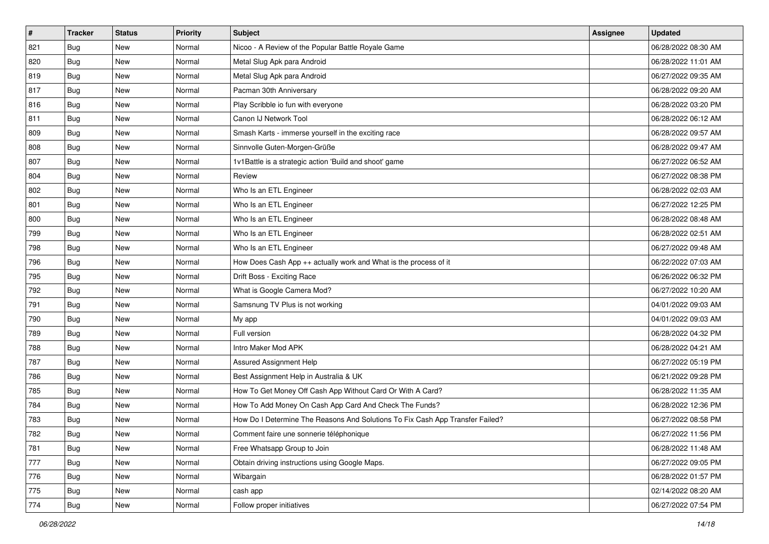| # | Tracker | Status | Priority | Subject | Assignee | Updated |
|---|---|---|---|---|---|---|
| 821 | Bug | New | Normal | Nicoo - A Review of the Popular Battle Royale Game | | 06/28/2022 08:30 AM |
| 820 | Bug | New | Normal | Metal Slug Apk para Android | | 06/28/2022 11:01 AM |
| 819 | Bug | New | Normal | Metal Slug Apk para Android | | 06/27/2022 09:35 AM |
| 817 | Bug | New | Normal | Pacman 30th Anniversary | | 06/28/2022 09:20 AM |
| 816 | Bug | New | Normal | Play Scribble io fun with everyone | | 06/28/2022 03:20 PM |
| 811 | Bug | New | Normal | Canon IJ Network Tool | | 06/28/2022 06:12 AM |
| 809 | Bug | New | Normal | Smash Karts - immerse yourself in the exciting race | | 06/28/2022 09:57 AM |
| 808 | Bug | New | Normal | Sinnvolle Guten-Morgen-Grüße | | 06/28/2022 09:47 AM |
| 807 | Bug | New | Normal | 1v1Battle is a strategic action 'Build and shoot' game | | 06/27/2022 06:52 AM |
| 804 | Bug | New | Normal | Review | | 06/27/2022 08:38 PM |
| 802 | Bug | New | Normal | Who Is an ETL Engineer | | 06/28/2022 02:03 AM |
| 801 | Bug | New | Normal | Who Is an ETL Engineer | | 06/27/2022 12:25 PM |
| 800 | Bug | New | Normal | Who Is an ETL Engineer | | 06/28/2022 08:48 AM |
| 799 | Bug | New | Normal | Who Is an ETL Engineer | | 06/28/2022 02:51 AM |
| 798 | Bug | New | Normal | Who Is an ETL Engineer | | 06/27/2022 09:48 AM |
| 796 | Bug | New | Normal | How Does Cash App ++ actually work and What is the process of it | | 06/22/2022 07:03 AM |
| 795 | Bug | New | Normal | Drift Boss - Exciting Race | | 06/26/2022 06:32 PM |
| 792 | Bug | New | Normal | What is Google Camera Mod? | | 06/27/2022 10:20 AM |
| 791 | Bug | New | Normal | Samsnung TV Plus is not working | | 04/01/2022 09:03 AM |
| 790 | Bug | New | Normal | My app | | 04/01/2022 09:03 AM |
| 789 | Bug | New | Normal | Full version | | 06/28/2022 04:32 PM |
| 788 | Bug | New | Normal | Intro Maker Mod APK | | 06/28/2022 04:21 AM |
| 787 | Bug | New | Normal | Assured Assignment Help | | 06/27/2022 05:19 PM |
| 786 | Bug | New | Normal | Best Assignment Help in Australia & UK | | 06/21/2022 09:28 PM |
| 785 | Bug | New | Normal | How To Get Money Off Cash App Without Card Or With A Card? | | 06/28/2022 11:35 AM |
| 784 | Bug | New | Normal | How To Add Money On Cash App Card And Check The Funds? | | 06/28/2022 12:36 PM |
| 783 | Bug | New | Normal | How Do I Determine The Reasons And Solutions To Fix Cash App Transfer Failed? | | 06/27/2022 08:58 PM |
| 782 | Bug | New | Normal | Comment faire une sonnerie téléphonique | | 06/27/2022 11:56 PM |
| 781 | Bug | New | Normal | Free Whatsapp Group to Join | | 06/28/2022 11:48 AM |
| 777 | Bug | New | Normal | Obtain driving instructions using Google Maps. | | 06/27/2022 09:05 PM |
| 776 | Bug | New | Normal | Wibargain | | 06/28/2022 01:57 PM |
| 775 | Bug | New | Normal | cash app | | 02/14/2022 08:20 AM |
| 774 | Bug | New | Normal | Follow proper initiatives | | 06/27/2022 07:54 PM |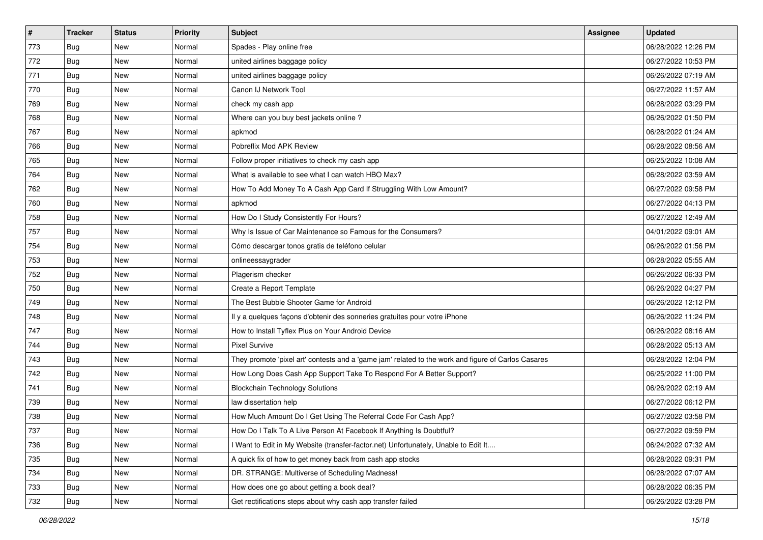| # | Tracker | Status | Priority | Subject | Assignee | Updated |
|---|---|---|---|---|---|---|
| 773 | Bug | New | Normal | Spades - Play online free | | 06/28/2022 12:26 PM |
| 772 | Bug | New | Normal | united airlines baggage policy | | 06/27/2022 10:53 PM |
| 771 | Bug | New | Normal | united airlines baggage policy | | 06/26/2022 07:19 AM |
| 770 | Bug | New | Normal | Canon IJ Network Tool | | 06/27/2022 11:57 AM |
| 769 | Bug | New | Normal | check my cash app | | 06/28/2022 03:29 PM |
| 768 | Bug | New | Normal | Where can you buy best jackets online ? | | 06/26/2022 01:50 PM |
| 767 | Bug | New | Normal | apkmod | | 06/28/2022 01:24 AM |
| 766 | Bug | New | Normal | Pobreflix Mod APK Review | | 06/28/2022 08:56 AM |
| 765 | Bug | New | Normal | Follow proper initiatives to check my cash app | | 06/25/2022 10:08 AM |
| 764 | Bug | New | Normal | What is available to see what I can watch HBO Max? | | 06/28/2022 03:59 AM |
| 762 | Bug | New | Normal | How To Add Money To A Cash App Card If Struggling With Low Amount? | | 06/27/2022 09:58 PM |
| 760 | Bug | New | Normal | apkmod | | 06/27/2022 04:13 PM |
| 758 | Bug | New | Normal | How Do I Study Consistently For Hours? | | 06/27/2022 12:49 AM |
| 757 | Bug | New | Normal | Why Is Issue of Car Maintenance so Famous for the Consumers? | | 04/01/2022 09:01 AM |
| 754 | Bug | New | Normal | Cómo descargar tonos gratis de teléfono celular | | 06/26/2022 01:56 PM |
| 753 | Bug | New | Normal | onlineessaygrader | | 06/28/2022 05:55 AM |
| 752 | Bug | New | Normal | Plagerism checker | | 06/26/2022 06:33 PM |
| 750 | Bug | New | Normal | Create a Report Template | | 06/26/2022 04:27 PM |
| 749 | Bug | New | Normal | The Best Bubble Shooter Game for Android | | 06/26/2022 12:12 PM |
| 748 | Bug | New | Normal | Il y a quelques façons d'obtenir des sonneries gratuites pour votre iPhone | | 06/26/2022 11:24 PM |
| 747 | Bug | New | Normal | How to Install Tyflex Plus on Your Android Device | | 06/26/2022 08:16 AM |
| 744 | Bug | New | Normal | Pixel Survive | | 06/28/2022 05:13 AM |
| 743 | Bug | New | Normal | They promote 'pixel art' contests and a 'game jam' related to the work and figure of Carlos Casares | | 06/28/2022 12:04 PM |
| 742 | Bug | New | Normal | How Long Does Cash App Support Take To Respond For A Better Support? | | 06/25/2022 11:00 PM |
| 741 | Bug | New | Normal | Blockchain Technology Solutions | | 06/26/2022 02:19 AM |
| 739 | Bug | New | Normal | law dissertation help | | 06/27/2022 06:12 PM |
| 738 | Bug | New | Normal | How Much Amount Do I Get Using The Referral Code For Cash App? | | 06/27/2022 03:58 PM |
| 737 | Bug | New | Normal | How Do I Talk To A Live Person At Facebook If Anything Is Doubtful? | | 06/27/2022 09:59 PM |
| 736 | Bug | New | Normal | I Want to Edit in My Website (transfer-factor.net) Unfortunately, Unable to Edit It.... | | 06/24/2022 07:32 AM |
| 735 | Bug | New | Normal | A quick fix of how to get money back from cash app stocks | | 06/28/2022 09:31 PM |
| 734 | Bug | New | Normal | DR. STRANGE: Multiverse of Scheduling Madness! | | 06/28/2022 07:07 AM |
| 733 | Bug | New | Normal | How does one go about getting a book deal? | | 06/28/2022 06:35 PM |
| 732 | Bug | New | Normal | Get rectifications steps about why cash app transfer failed | | 06/26/2022 03:28 PM |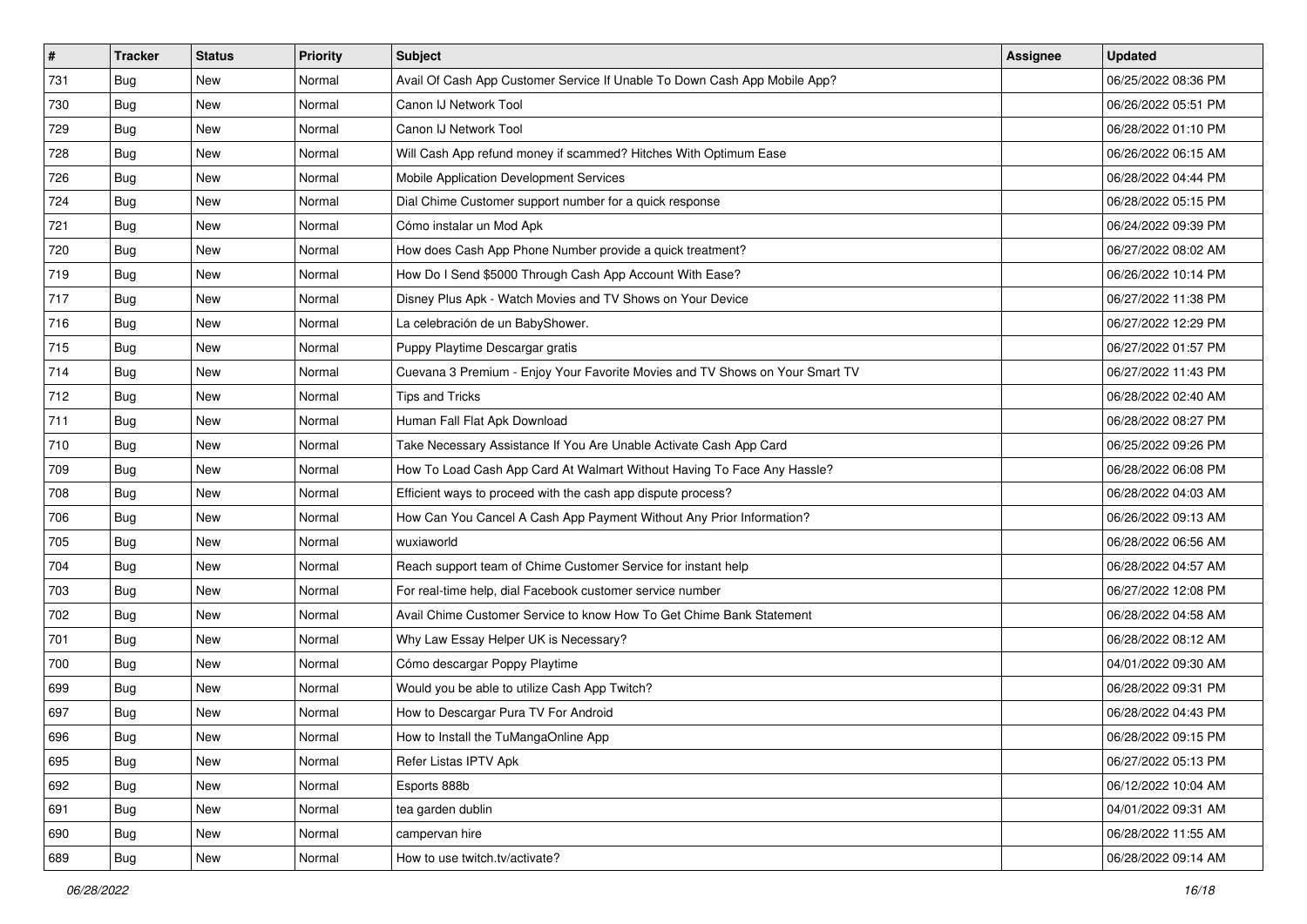| # | Tracker | Status | Priority | Subject | Assignee | Updated |
| --- | --- | --- | --- | --- | --- | --- |
| 731 | Bug | New | Normal | Avail Of Cash App Customer Service If Unable To Down Cash App Mobile App? | | 06/25/2022 08:36 PM |
| 730 | Bug | New | Normal | Canon IJ Network Tool | | 06/26/2022 05:51 PM |
| 729 | Bug | New | Normal | Canon IJ Network Tool | | 06/28/2022 01:10 PM |
| 728 | Bug | New | Normal | Will Cash App refund money if scammed? Hitches With Optimum Ease | | 06/26/2022 06:15 AM |
| 726 | Bug | New | Normal | Mobile Application Development Services | | 06/28/2022 04:44 PM |
| 724 | Bug | New | Normal | Dial Chime Customer support number for a quick response | | 06/28/2022 05:15 PM |
| 721 | Bug | New | Normal | Cómo instalar un Mod Apk | | 06/24/2022 09:39 PM |
| 720 | Bug | New | Normal | How does Cash App Phone Number provide a quick treatment? | | 06/27/2022 08:02 AM |
| 719 | Bug | New | Normal | How Do I Send $5000 Through Cash App Account With Ease? | | 06/26/2022 10:14 PM |
| 717 | Bug | New | Normal | Disney Plus Apk - Watch Movies and TV Shows on Your Device | | 06/27/2022 11:38 PM |
| 716 | Bug | New | Normal | La celebración de un BabyShower. | | 06/27/2022 12:29 PM |
| 715 | Bug | New | Normal | Puppy Playtime Descargar gratis | | 06/27/2022 01:57 PM |
| 714 | Bug | New | Normal | Cuevana 3 Premium - Enjoy Your Favorite Movies and TV Shows on Your Smart TV | | 06/27/2022 11:43 PM |
| 712 | Bug | New | Normal | Tips and Tricks | | 06/28/2022 02:40 AM |
| 711 | Bug | New | Normal | Human Fall Flat Apk Download | | 06/28/2022 08:27 PM |
| 710 | Bug | New | Normal | Take Necessary Assistance If You Are Unable Activate Cash App Card | | 06/25/2022 09:26 PM |
| 709 | Bug | New | Normal | How To Load Cash App Card At Walmart Without Having To Face Any Hassle? | | 06/28/2022 06:08 PM |
| 708 | Bug | New | Normal | Efficient ways to proceed with the cash app dispute process? | | 06/28/2022 04:03 AM |
| 706 | Bug | New | Normal | How Can You Cancel A Cash App Payment Without Any Prior Information? | | 06/26/2022 09:13 AM |
| 705 | Bug | New | Normal | wuxiaworld | | 06/28/2022 06:56 AM |
| 704 | Bug | New | Normal | Reach support team of Chime Customer Service for instant help | | 06/28/2022 04:57 AM |
| 703 | Bug | New | Normal | For real-time help, dial Facebook customer service number | | 06/27/2022 12:08 PM |
| 702 | Bug | New | Normal | Avail Chime Customer Service to know How To Get Chime Bank Statement | | 06/28/2022 04:58 AM |
| 701 | Bug | New | Normal | Why Law Essay Helper UK is Necessary? | | 06/28/2022 08:12 AM |
| 700 | Bug | New | Normal | Cómo descargar Poppy Playtime | | 04/01/2022 09:30 AM |
| 699 | Bug | New | Normal | Would you be able to utilize Cash App Twitch? | | 06/28/2022 09:31 PM |
| 697 | Bug | New | Normal | How to Descargar Pura TV For Android | | 06/28/2022 04:43 PM |
| 696 | Bug | New | Normal | How to Install the TuMangaOnline App | | 06/28/2022 09:15 PM |
| 695 | Bug | New | Normal | Refer Listas IPTV Apk | | 06/27/2022 05:13 PM |
| 692 | Bug | New | Normal | Esports 888b | | 06/12/2022 10:04 AM |
| 691 | Bug | New | Normal | tea garden dublin | | 04/01/2022 09:31 AM |
| 690 | Bug | New | Normal | campervan hire | | 06/28/2022 11:55 AM |
| 689 | Bug | New | Normal | How to use twitch.tv/activate? | | 06/28/2022 09:14 AM |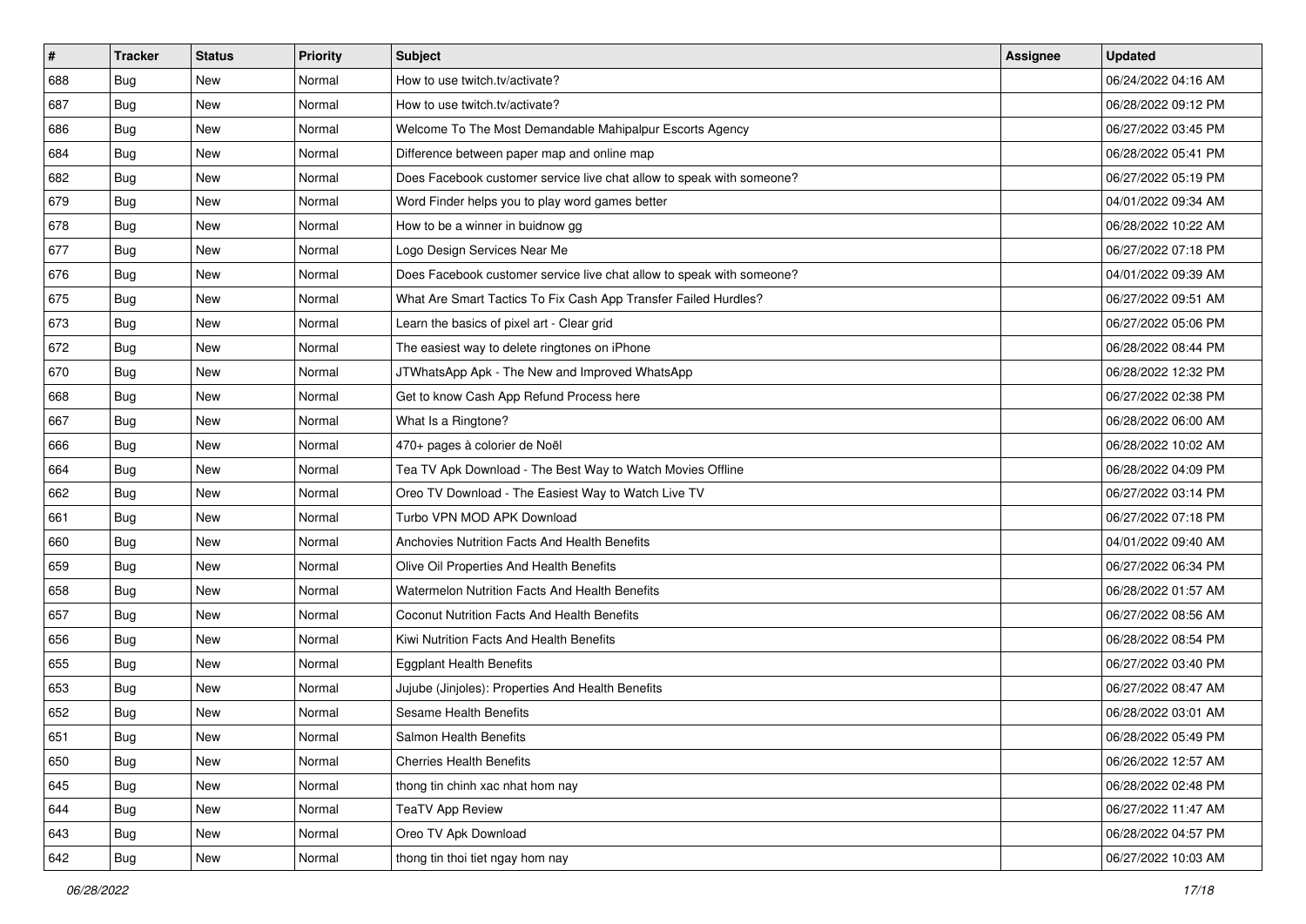| # | Tracker | Status | Priority | Subject | Assignee | Updated |
| --- | --- | --- | --- | --- | --- | --- |
| 688 | Bug | New | Normal | How to use twitch.tv/activate? | | 06/24/2022 04:16 AM |
| 687 | Bug | New | Normal | How to use twitch.tv/activate? | | 06/28/2022 09:12 PM |
| 686 | Bug | New | Normal | Welcome To The Most Demandable Mahipalpur Escorts Agency | | 06/27/2022 03:45 PM |
| 684 | Bug | New | Normal | Difference between paper map and online map | | 06/28/2022 05:41 PM |
| 682 | Bug | New | Normal | Does Facebook customer service live chat allow to speak with someone? | | 06/27/2022 05:19 PM |
| 679 | Bug | New | Normal | Word Finder helps you to play word games better | | 04/01/2022 09:34 AM |
| 678 | Bug | New | Normal | How to be a winner in buidnow gg | | 06/28/2022 10:22 AM |
| 677 | Bug | New | Normal | Logo Design Services Near Me | | 06/27/2022 07:18 PM |
| 676 | Bug | New | Normal | Does Facebook customer service live chat allow to speak with someone? | | 04/01/2022 09:39 AM |
| 675 | Bug | New | Normal | What Are Smart Tactics To Fix Cash App Transfer Failed Hurdles? | | 06/27/2022 09:51 AM |
| 673 | Bug | New | Normal | Learn the basics of pixel art - Clear grid | | 06/27/2022 05:06 PM |
| 672 | Bug | New | Normal | The easiest way to delete ringtones on iPhone | | 06/28/2022 08:44 PM |
| 670 | Bug | New | Normal | JTWhatsApp Apk - The New and Improved WhatsApp | | 06/28/2022 12:32 PM |
| 668 | Bug | New | Normal | Get to know Cash App Refund Process here | | 06/27/2022 02:38 PM |
| 667 | Bug | New | Normal | What Is a Ringtone? | | 06/28/2022 06:00 AM |
| 666 | Bug | New | Normal | 470+ pages à colorier de Noël | | 06/28/2022 10:02 AM |
| 664 | Bug | New | Normal | Tea TV Apk Download - The Best Way to Watch Movies Offline | | 06/28/2022 04:09 PM |
| 662 | Bug | New | Normal | Oreo TV Download - The Easiest Way to Watch Live TV | | 06/27/2022 03:14 PM |
| 661 | Bug | New | Normal | Turbo VPN MOD APK Download | | 06/27/2022 07:18 PM |
| 660 | Bug | New | Normal | Anchovies Nutrition Facts And Health Benefits | | 04/01/2022 09:40 AM |
| 659 | Bug | New | Normal | Olive Oil Properties And Health Benefits | | 06/27/2022 06:34 PM |
| 658 | Bug | New | Normal | Watermelon Nutrition Facts And Health Benefits | | 06/28/2022 01:57 AM |
| 657 | Bug | New | Normal | Coconut Nutrition Facts And Health Benefits | | 06/27/2022 08:56 AM |
| 656 | Bug | New | Normal | Kiwi Nutrition Facts And Health Benefits | | 06/28/2022 08:54 PM |
| 655 | Bug | New | Normal | Eggplant Health Benefits | | 06/27/2022 03:40 PM |
| 653 | Bug | New | Normal | Jujube (Jinjoles): Properties And Health Benefits | | 06/27/2022 08:47 AM |
| 652 | Bug | New | Normal | Sesame Health Benefits | | 06/28/2022 03:01 AM |
| 651 | Bug | New | Normal | Salmon Health Benefits | | 06/28/2022 05:49 PM |
| 650 | Bug | New | Normal | Cherries Health Benefits | | 06/26/2022 12:57 AM |
| 645 | Bug | New | Normal | thong tin chinh xac nhat hom nay | | 06/28/2022 02:48 PM |
| 644 | Bug | New | Normal | TeaTV App Review | | 06/27/2022 11:47 AM |
| 643 | Bug | New | Normal | Oreo TV Apk Download | | 06/28/2022 04:57 PM |
| 642 | Bug | New | Normal | thong tin thoi tiet ngay hom nay | | 06/27/2022 10:03 AM |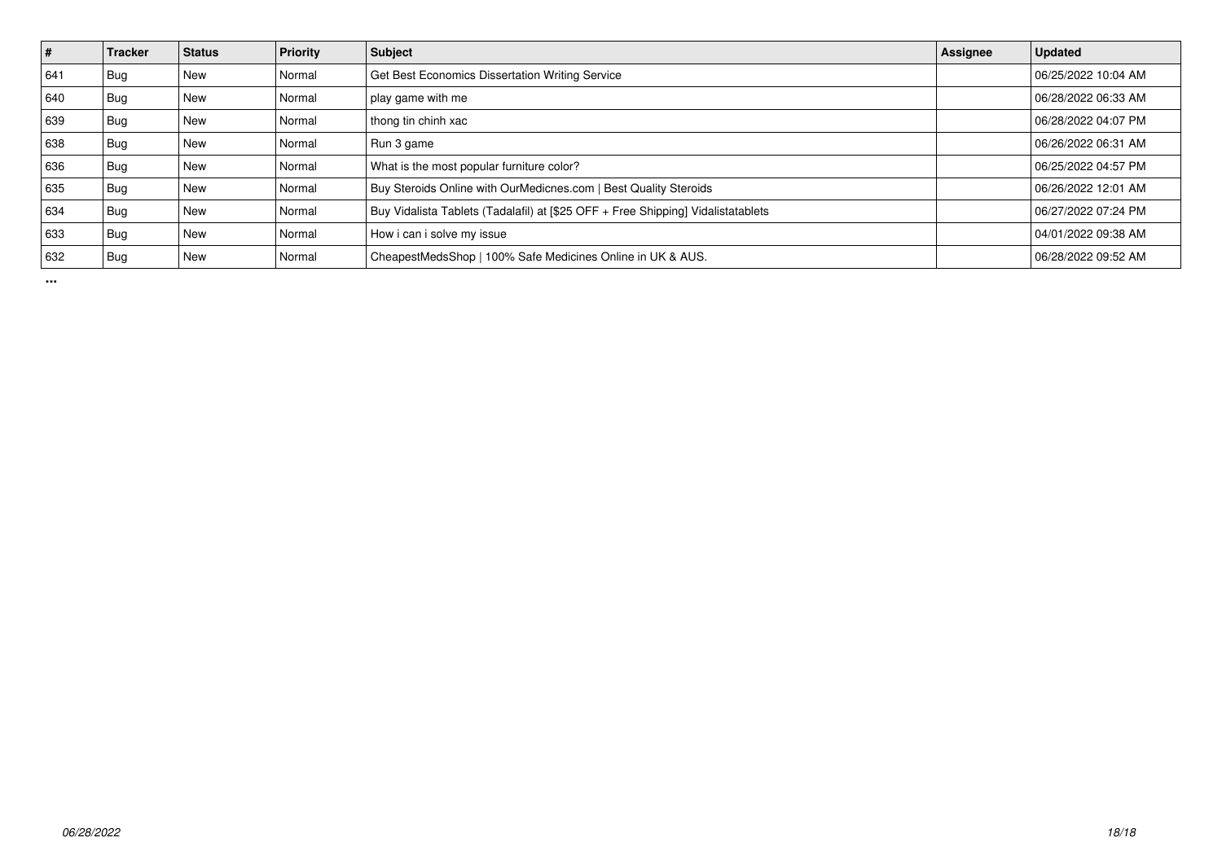| # | Tracker | Status | Priority | Subject | Assignee | Updated |
|---|---|---|---|---|---|---|
| 641 | Bug | New | Normal | Get Best Economics Dissertation Writing Service | | 06/25/2022 10:04 AM |
| 640 | Bug | New | Normal | play game with me | | 06/28/2022 06:33 AM |
| 639 | Bug | New | Normal | thong tin chinh xac | | 06/28/2022 04:07 PM |
| 638 | Bug | New | Normal | Run 3 game | | 06/26/2022 06:31 AM |
| 636 | Bug | New | Normal | What is the most popular furniture color? | | 06/25/2022 04:57 PM |
| 635 | Bug | New | Normal | Buy Steroids Online with OurMedicnes.com \| Best Quality Steroids | | 06/26/2022 12:01 AM |
| 634 | Bug | New | Normal | Buy Vidalista Tablets (Tadalafil) at [$25 OFF + Free Shipping] Vidalistatablets | | 06/27/2022 07:24 PM |
| 633 | Bug | New | Normal | How i can i solve my issue | | 04/01/2022 09:38 AM |
| 632 | Bug | New | Normal | CheapestMedsShop \| 100% Safe Medicines Online in UK & AUS. | | 06/28/2022 09:52 AM |

...